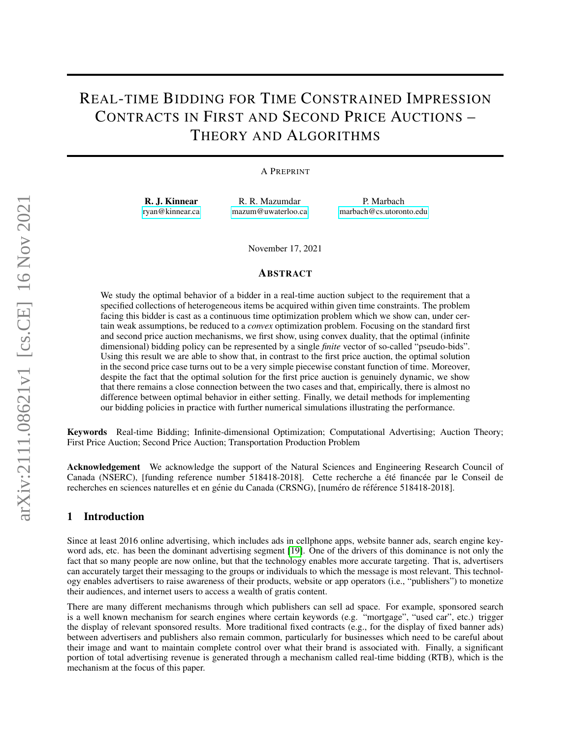# Real-time Bidding for Time Constrained Impression Contracts in First and Second Price Auctions – Theory and Algorithms

A Preprint

**R. J. Kinnear**
ryan@kinnear.ca

R. R. Mazumdar
mazum@uwaterloo.ca

P. Marbach
marbach@cs.utoronto.edu

November 17, 2021

## Abstract

We study the optimal behavior of a bidder in a real-time auction subject to the requirement that a specified collections of heterogeneous items be acquired within given time constraints. The problem facing this bidder is cast as a continuous time optimization problem which we show can, under certain weak assumptions, be reduced to a *convex* optimization problem. Focusing on the standard first and second price auction mechanisms, we first show, using convex duality, that the optimal (infinite dimensional) bidding policy can be represented by a single *finite* vector of so-called "pseudo-bids". Using this result we are able to show that, in contrast to the first price auction, the optimal solution in the second price case turns out to be a very simple piecewise constant function of time. Moreover, despite the fact that the optimal solution for the first price auction is genuinely dynamic, we show that there remains a close connection between the two cases and that, empirically, there is almost no difference between optimal behavior in either setting. Finally, we detail methods for implementing our bidding policies in practice with further numerical simulations illustrating the performance.

**Keywords** Real-time Bidding; Infinite-dimensional Optimization; Computational Advertising; Auction Theory; First Price Auction; Second Price Auction; Transportation Production Problem

**Acknowledgement** We acknowledge the support of the Natural Sciences and Engineering Research Council of Canada (NSERC), [funding reference number 518418-2018]. Cette recherche a été financée par le Conseil de recherches en sciences naturelles et en génie du Canada (CRSNG), [numéro de référence 518418-2018].

## 1 Introduction

Since at least 2016 online advertising, which includes ads in cellphone apps, website banner ads, search engine keyword ads, etc. has been the dominant advertising segment [19]. One of the drivers of this dominance is not only the fact that so many people are now online, but that the technology enables more accurate targeting. That is, advertisers can accurately target their messaging to the groups or individuals to which the message is most relevant. This technology enables advertisers to raise awareness of their products, website or app operators (i.e., "publishers") to monetize their audiences, and internet users to access a wealth of gratis content.

There are many different mechanisms through which publishers can sell ad space. For example, sponsored search is a well known mechanism for search engines where certain keywords (e.g. "mortgage", "used car", etc.) trigger the display of relevant sponsored results. More traditional fixed contracts (e.g., for the display of fixed banner ads) between advertisers and publishers also remain common, particularly for businesses which need to be careful about their image and want to maintain complete control over what their brand is associated with. Finally, a significant portion of total advertising revenue is generated through a mechanism called real-time bidding (RTB), which is the mechanism at the focus of this paper.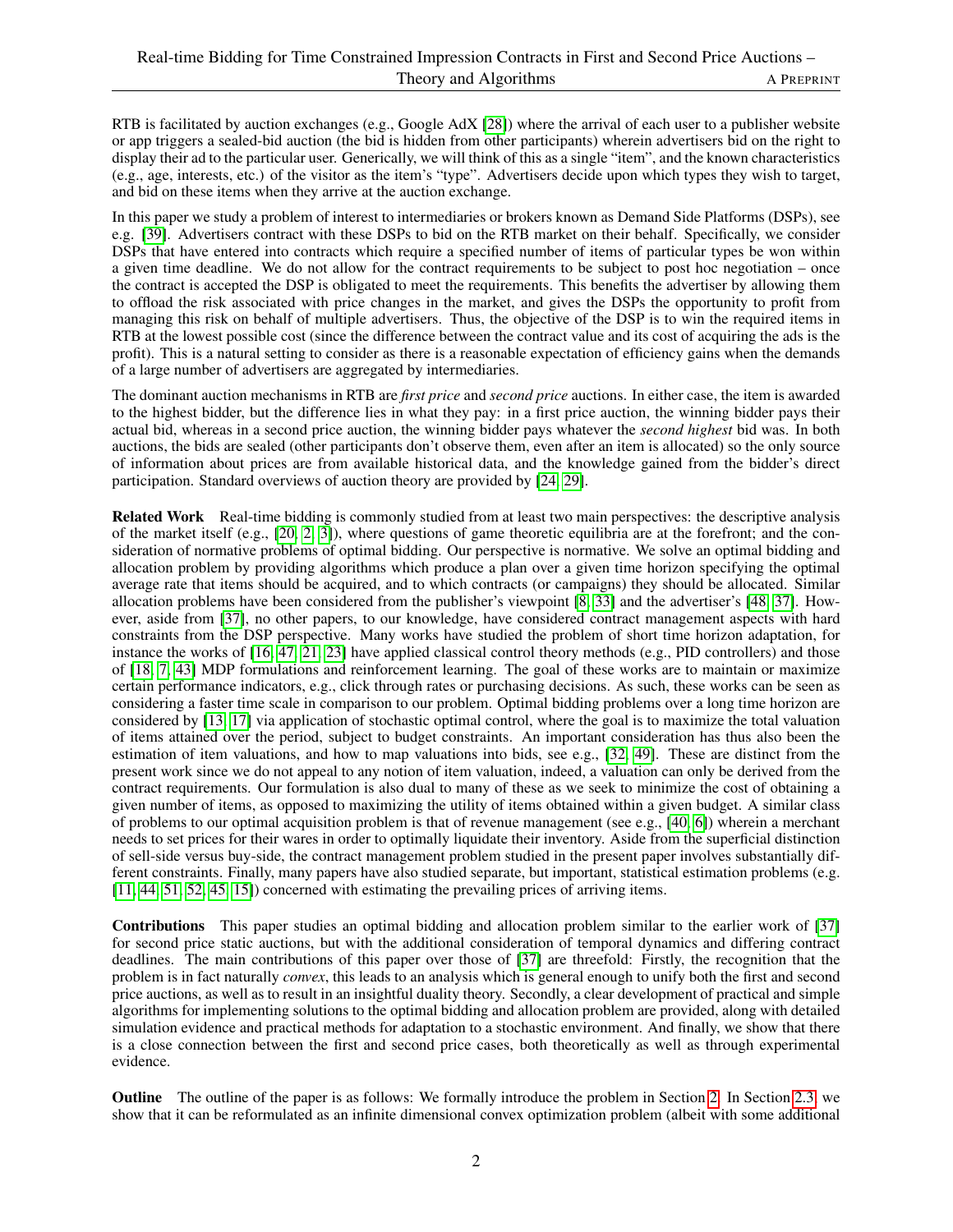RTB is facilitated by auction exchanges (e.g., Google AdX [28]) where the arrival of each user to a publisher website or app triggers a sealed-bid auction (the bid is hidden from other participants) wherein advertisers bid on the right to display their ad to the particular user. Generically, we will think of this as a single "item", and the known characteristics (e.g., age, interests, etc.) of the visitor as the item's "type". Advertisers decide upon which types they wish to target, and bid on these items when they arrive at the auction exchange.

In this paper we study a problem of interest to intermediaries or brokers known as Demand Side Platforms (DSPs), see e.g. [39]. Advertisers contract with these DSPs to bid on the RTB market on their behalf. Specifically, we consider DSPs that have entered into contracts which require a specified number of items of particular types be won within a given time deadline. We do not allow for the contract requirements to be subject to post hoc negotiation – once the contract is accepted the DSP is obligated to meet the requirements. This benefits the advertiser by allowing them to offload the risk associated with price changes in the market, and gives the DSPs the opportunity to profit from managing this risk on behalf of multiple advertisers. Thus, the objective of the DSP is to win the required items in RTB at the lowest possible cost (since the difference between the contract value and its cost of acquiring the ads is the profit). This is a natural setting to consider as there is a reasonable expectation of efficiency gains when the demands of a large number of advertisers are aggregated by intermediaries.

The dominant auction mechanisms in RTB are *first price* and *second price* auctions. In either case, the item is awarded to the highest bidder, but the difference lies in what they pay: in a first price auction, the winning bidder pays their actual bid, whereas in a second price auction, the winning bidder pays whatever the *second highest* bid was. In both auctions, the bids are sealed (other participants don't observe them, even after an item is allocated) so the only source of information about prices are from available historical data, and the knowledge gained from the bidder's direct participation. Standard overviews of auction theory are provided by [24, 29].

**Related Work** Real-time bidding is commonly studied from at least two main perspectives: the descriptive analysis of the market itself (e.g., [20, 2, 3]), where questions of game theoretic equilibria are at the forefront; and the consideration of normative problems of optimal bidding. Our perspective is normative. We solve an optimal bidding and allocation problem by providing algorithms which produce a plan over a given time horizon specifying the optimal average rate that items should be acquired, and to which contracts (or campaigns) they should be allocated. Similar allocation problems have been considered from the publisher's viewpoint [8, 33] and the advertiser's [48, 37]. However, aside from [37], no other papers, to our knowledge, have considered contract management aspects with hard constraints from the DSP perspective. Many works have studied the problem of short time horizon adaptation, for instance the works of [16, 47, 21, 23] have applied classical control theory methods (e.g., PID controllers) and those of [18, 7, 43] MDP formulations and reinforcement learning. The goal of these works are to maintain or maximize certain performance indicators, e.g., click through rates or purchasing decisions. As such, these works can be seen as considering a faster time scale in comparison to our problem. Optimal bidding problems over a long time horizon are considered by [13, 17] via application of stochastic optimal control, where the goal is to maximize the total valuation of items attained over the period, subject to budget constraints. An important consideration has thus also been the estimation of item valuations, and how to map valuations into bids, see e.g., [32, 49]. These are distinct from the present work since we do not appeal to any notion of item valuation, indeed, a valuation can only be derived from the contract requirements. Our formulation is also dual to many of these as we seek to minimize the cost of obtaining a given number of items, as opposed to maximizing the utility of items obtained within a given budget. A similar class of problems to our optimal acquisition problem is that of revenue management (see e.g., [40, 6]) wherein a merchant needs to set prices for their wares in order to optimally liquidate their inventory. Aside from the superficial distinction of sell-side versus buy-side, the contract management problem studied in the present paper involves substantially different constraints. Finally, many papers have also studied separate, but important, statistical estimation problems (e.g. [11, 44, 51, 52, 45, 15]) concerned with estimating the prevailing prices of arriving items.

**Contributions** This paper studies an optimal bidding and allocation problem similar to the earlier work of [37] for second price static auctions, but with the additional consideration of temporal dynamics and differing contract deadlines. The main contributions of this paper over those of [37] are threefold: Firstly, the recognition that the problem is in fact naturally *convex*, this leads to an analysis which is general enough to unify both the first and second price auctions, as well as to result in an insightful duality theory. Secondly, a clear development of practical and simple algorithms for implementing solutions to the optimal bidding and allocation problem are provided, along with detailed simulation evidence and practical methods for adaptation to a stochastic environment. And finally, we show that there is a close connection between the first and second price cases, both theoretically as well as through experimental evidence.

**Outline** The outline of the paper is as follows: We formally introduce the problem in Section 2. In Section 2.3 we show that it can be reformulated as an infinite dimensional convex optimization problem (albeit with some additional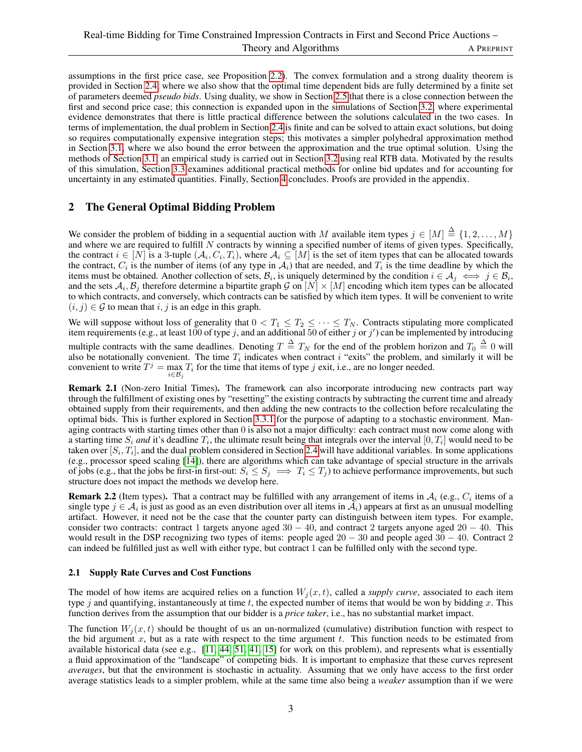assumptions in the first price case, see Proposition 2.2). The convex formulation and a strong duality theorem is provided in Section 2.4, where we also show that the optimal time dependent bids are fully determined by a finite set of parameters deemed *pseudo bids*. Using duality, we show in Section 2.5 that there is a close connection between the first and second price case; this connection is expanded upon in the simulations of Section 3.2, where experimental evidence demonstrates that there is little practical difference between the solutions calculated in the two cases. In terms of implementation, the dual problem in Section 2.4 is finite and can be solved to attain exact solutions, but doing so requires computationally expensive integration steps; this motivates a simpler polyhedral approximation method in Section 3.1, where we also bound the error between the approximation and the true optimal solution. Using the methods of Section 3.1, an empirical study is carried out in Section 3.2 using real RTB data. Motivated by the results of this simulation, Section 3.3 examines additional practical methods for online bid updates and for accounting for uncertainty in any estimated quantities. Finally, Section 4 concludes. Proofs are provided in the appendix.

## 2 The General Optimal Bidding Problem

We consider the problem of bidding in a sequential auction with $M$ available item types $j \in [M] \triangleq \{1, 2, \ldots, M\}$ and where we are required to fulfill $N$ contracts by winning a specified number of items of given types. Specifically, the contract $i \in [N]$ is a 3-tuple $(\mathcal{A}_i, C_i, T_i)$, where $\mathcal{A}_i \subseteq [M]$ is the set of item types that can be allocated towards the contract, $C_i$ is the number of items (of any type in $\mathcal{A}_i$) that are needed, and $T_i$ is the time deadline by which the items must be obtained. Another collection of sets, $\mathcal{B}_i$, is uniquely determined by the condition $i \in \mathcal{A}_j \iff j \in \mathcal{B}_i$, and the sets $\mathcal{A}_i, \mathcal{B}_j$ therefore determine a bipartite graph $\mathcal{G}$ on $[N] \times [M]$ encoding which item types can be allocated to which contracts, and conversely, which contracts can be satisfied by which item types. It will be convenient to write $(i, j) \in \mathcal{G}$ to mean that $i, j$ is an edge in this graph.

We will suppose without loss of generality that $0 < T_1 \leq T_2 \leq \cdots \leq T_N$. Contracts stipulating more complicated item requirements (e.g., at least 100 of type $j$, and an additional 50 of either $j$ or $j'$) can be implemented by introducing multiple contracts with the same deadlines. Denoting $T \triangleq T_N$ for the end of the problem horizon and $T_0 \triangleq 0$ will also be notationally convenient. The time $T_i$ indicates when contract $i$ "exits" the problem, and similarly it will be convenient to write $T^j = \max_{i \in \mathcal{B}_j} T_i$ for the time that items of type $j$ exit, i.e., are no longer needed.

**Remark 2.1** (Non-zero Initial Times). The framework can also incorporate introducing new contracts part way through the fulfillment of existing ones by "resetting" the existing contracts by subtracting the current time and already obtained supply from their requirements, and then adding the new contracts to the collection before recalculating the optimal bids. This is further explored in Section 3.3.1 for the purpose of adapting to a stochastic environment. Managing contracts with starting times other than 0 is also not a major difficulty: each contract must now come along with a starting time $S_i$ *and* it's deadline $T_i$, the ultimate result being that integrals over the interval $[0, T_i]$ would need to be taken over $[S_i, T_i]$, and the dual problem considered in Section 2.4 will have additional variables. In some applications (e.g., processor speed scaling [14]), there are algorithms which can take advantage of special structure in the arrivals of jobs (e.g., that the jobs be first-in first-out: $S_i \leq S_j \implies T_i \leq T_j$) to achieve performance improvements, but such structure does not impact the methods we develop here.

**Remark 2.2** (Item types). That a contract may be fulfilled with any arrangement of items in $\mathcal{A}_i$ (e.g., $C_i$ items of a single type $j \in \mathcal{A}_i$ is just as good as an even distribution over all items in $\mathcal{A}_i$) appears at first as an unusual modelling artifact. However, it need not be the case that the counter party can distinguish between item types. For example, consider two contracts: contract 1 targets anyone aged $30 - 40$, and contract 2 targets anyone aged $20 - 40$. This would result in the DSP recognizing two types of items: people aged $20 - 30$ and people aged $30 - 40$. Contract 2 can indeed be fulfilled just as well with either type, but contract 1 can be fulfilled only with the second type.

### 2.1 Supply Rate Curves and Cost Functions

The model of how items are acquired relies on a function $W_j(x, t)$, called a *supply curve*, associated to each item type $j$ and quantifying, instantaneously at time $t$, the expected number of items that would be won by bidding $x$. This function derives from the assumption that our bidder is a *price taker*, i.e., has no substantial market impact.

The function $W_j(x, t)$ should be thought of us an un-normalized (cumulative) distribution function with respect to the bid argument $x$, but as a rate with respect to the time argument $t$. This function needs to be estimated from available historical data (see e.g., [11, 44, 51, 41, 15] for work on this problem), and represents what is essentially a fluid approximation of the "landscape" of competing bids. It is important to emphasize that these curves represent *averages*, but that the environment is stochastic in actuality. Assuming that we only have access to the first order average statistics leads to a simpler problem, while at the same time also being a *weaker* assumption than if we were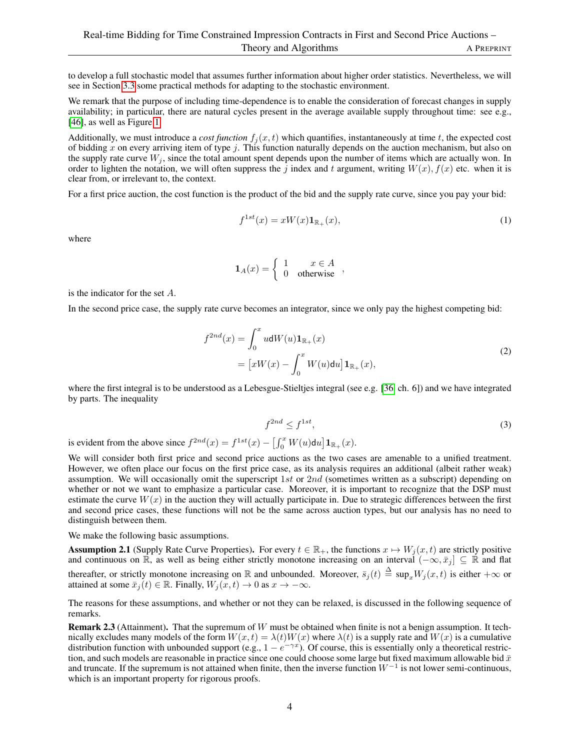to develop a full stochastic model that assumes further information about higher order statistics. Nevertheless, we will see in Section 3.3 some practical methods for adapting to the stochastic environment.

We remark that the purpose of including time-dependence is to enable the consideration of forecast changes in supply availability; in particular, there are natural cycles present in the average available supply throughout time: see e.g., [46], as well as Figure 1.

Additionally, we must introduce a *cost function* $f_j(x,t)$ which quantifies, instantaneously at time $t$, the expected cost of bidding $x$ on every arriving item of type $j$. This function naturally depends on the auction mechanism, but also on the supply rate curve $W_j$, since the total amount spent depends upon the number of items which are actually won. In order to lighten the notation, we will often suppress the $j$ index and $t$ argument, writing $W(x), f(x)$ etc. when it is clear from, or irrelevant to, the context.

For a first price auction, the cost function is the product of the bid and the supply rate curve, since you pay your bid:

$$f^{1st}(x) = xW(x)\mathbf{1}_{\mathbb{R}_+}(x), \tag{1}$$

where

$$\mathbf{1}_A(x) = \begin{cases} 1 & x \in A \\ 0 & \text{otherwise} \end{cases},$$

is the indicator for the set $A$.

In the second price case, the supply rate curve becomes an integrator, since we only pay the highest competing bid:

$$\begin{aligned} f^{2nd}(x) &= \int_0^x u \mathsf{d}W(u)\mathbf{1}_{\mathbb{R}_+}(x) \\ &= \left[xW(x) - \int_0^x W(u)\mathsf{d}u\right]\mathbf{1}_{\mathbb{R}_+}(x), \end{aligned} \tag{2}$$

where the first integral is to be understood as a Lebesgue-Stieltjes integral (see e.g. [36, ch. 6]) and we have integrated by parts. The inequality

$$f^{2nd} \leq f^{1st}, \tag{3}$$

is evident from the above since $f^{2nd}(x) = f^{1st}(x) - \left[\int_0^x W(u)\mathsf{d}u\right]\mathbf{1}_{\mathbb{R}_+}(x)$.

We will consider both first price and second price auctions as the two cases are amenable to a unified treatment. However, we often place our focus on the first price case, as its analysis requires an additional (albeit rather weak) assumption. We will occasionally omit the superscript $1st$ or $2nd$ (sometimes written as a subscript) depending on whether or not we want to emphasize a particular case. Moreover, it is important to recognize that the DSP must estimate the curve $W(x)$ in the auction they will actually participate in. Due to strategic differences between the first and second price cases, these functions will not be the same across auction types, but our analysis has no need to distinguish between them.

We make the following basic assumptions.

**Assumption 2.1** (Supply Rate Curve Properties)**.** For every $t \in \mathbb{R}_+$, the functions $x \mapsto W_j(x,t)$ are strictly positive and continuous on $\mathbb{R}$, as well as being either strictly monotone increasing on an interval $(-\infty, \bar{x}_j] \subseteq \mathbb{R}$ and flat thereafter, or strictly monotone increasing on $\mathbb{R}$ and unbounded. Moreover, $\bar{s}_j(t) \triangleq \sup_x W_j(x,t)$ is either $+\infty$ or attained at some $\bar{x}_j(t) \in \mathbb{R}$. Finally, $W_j(x,t) \to 0$ as $x \to -\infty$.

The reasons for these assumptions, and whether or not they can be relaxed, is discussed in the following sequence of remarks.

**Remark 2.3** (Attainment)**.** That the supremum of $W$ must be obtained when finite is not a benign assumption. It technically excludes many models of the form $W(x,t) = \lambda(t)W(x)$ where $\lambda(t)$ is a supply rate and $W(x)$ is a cumulative distribution function with unbounded support (e.g., $1 - e^{-\gamma x}$). Of course, this is essentially only a theoretical restriction, and such models are reasonable in practice since one could choose some large but fixed maximum allowable bid $\bar{x}$ and truncate. If the supremum is not attained when finite, then the inverse function $W^{-1}$ is not lower semi-continuous, which is an important property for rigorous proofs.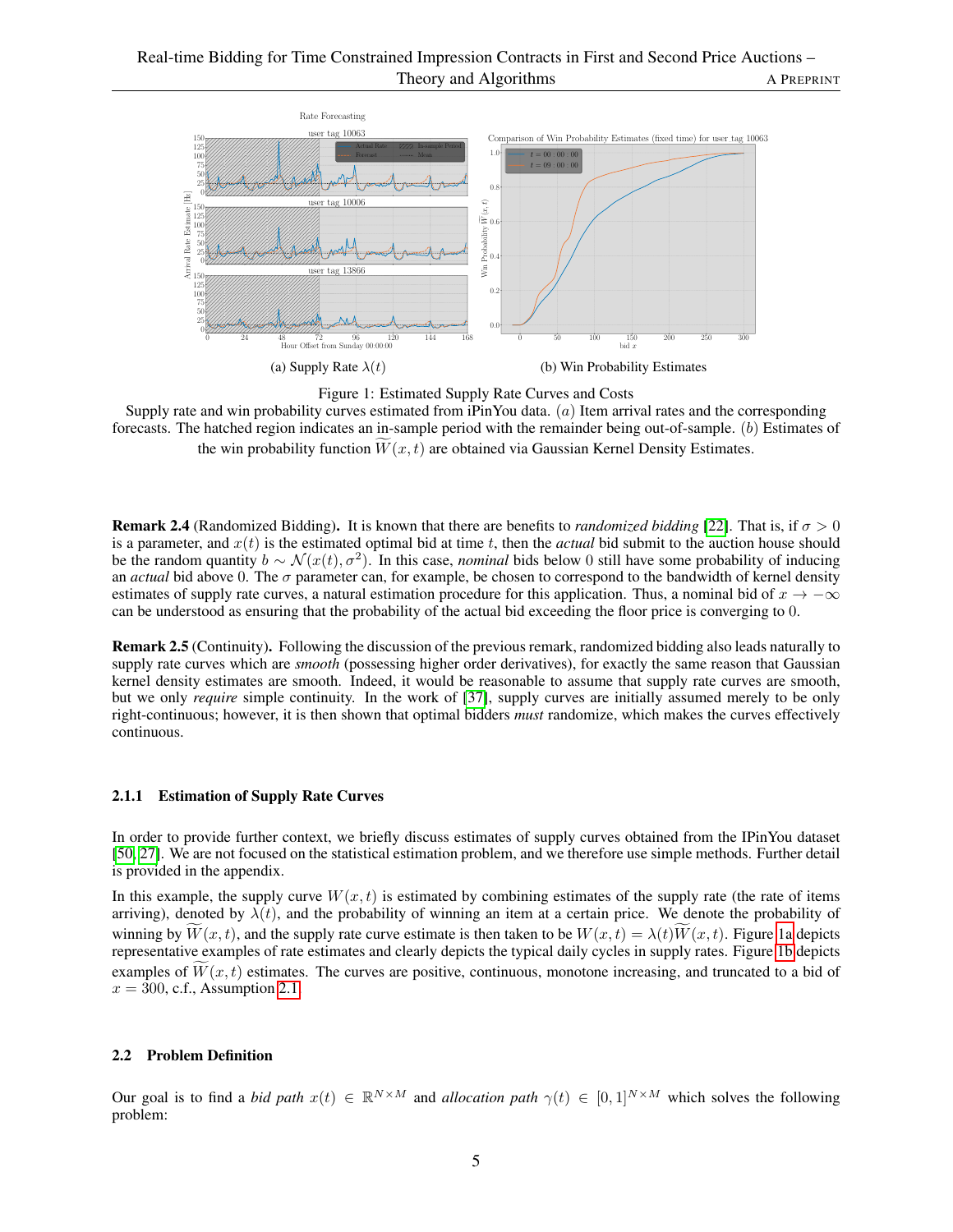(a) Supply Rate $\lambda(t)$

(b) Win Probability Estimates

Figure 1: Estimated Supply Rate Curves and Costs

Supply rate and win probability curves estimated from iPinYou data. $(a)$ Item arrival rates and the corresponding forecasts. The hatched region indicates an in-sample period with the remainder being out-of-sample. $(b)$ Estimates of the win probability function $\widetilde{W}(x,t)$ are obtained via Gaussian Kernel Density Estimates.

**Remark 2.4** (Randomized Bidding)**.** It is known that there are benefits to *randomized bidding* [22]. That is, if $\sigma > 0$ is a parameter, and $x(t)$ is the estimated optimal bid at time $t$, then the *actual* bid submit to the auction house should be the random quantity $b \sim \mathcal{N}(x(t), \sigma^2)$. In this case, *nominal* bids below 0 still have some probability of inducing an *actual* bid above 0. The $\sigma$ parameter can, for example, be chosen to correspond to the bandwidth of kernel density estimates of supply rate curves, a natural estimation procedure for this application. Thus, a nominal bid of $x \to -\infty$ can be understood as ensuring that the probability of the actual bid exceeding the floor price is converging to 0.

**Remark 2.5** (Continuity)**.** Following the discussion of the previous remark, randomized bidding also leads naturally to supply rate curves which are *smooth* (possessing higher order derivatives), for exactly the same reason that Gaussian kernel density estimates are smooth. Indeed, it would be reasonable to assume that supply rate curves are smooth, but we only *require* simple continuity. In the work of [37], supply curves are initially assumed merely to be only right-continuous; however, it is then shown that optimal bidders *must* randomize, which makes the curves effectively continuous.

### 2.1.1 Estimation of Supply Rate Curves

In order to provide further context, we briefly discuss estimates of supply curves obtained from the IPinYou dataset [50, 27]. We are not focused on the statistical estimation problem, and we therefore use simple methods. Further detail is provided in the appendix.

In this example, the supply curve $W(x,t)$ is estimated by combining estimates of the supply rate (the rate of items arriving), denoted by $\lambda(t)$, and the probability of winning an item at a certain price. We denote the probability of winning by $\widetilde{W}(x,t)$, and the supply rate curve estimate is then taken to be $W(x,t) = \lambda(t)\widetilde{W}(x,t)$. Figure 1a depicts representative examples of rate estimates and clearly depicts the typical daily cycles in supply rates. Figure 1b depicts examples of $\widetilde{W}(x,t)$ estimates. The curves are positive, continuous, monotone increasing, and truncated to a bid of $x = 300$, c.f., Assumption 2.1.

## 2.2 Problem Definition

Our goal is to find a *bid path* $x(t) \in \mathbb{R}^{N \times M}$ and *allocation path* $\gamma(t) \in [0,1]^{N \times M}$ which solves the following problem: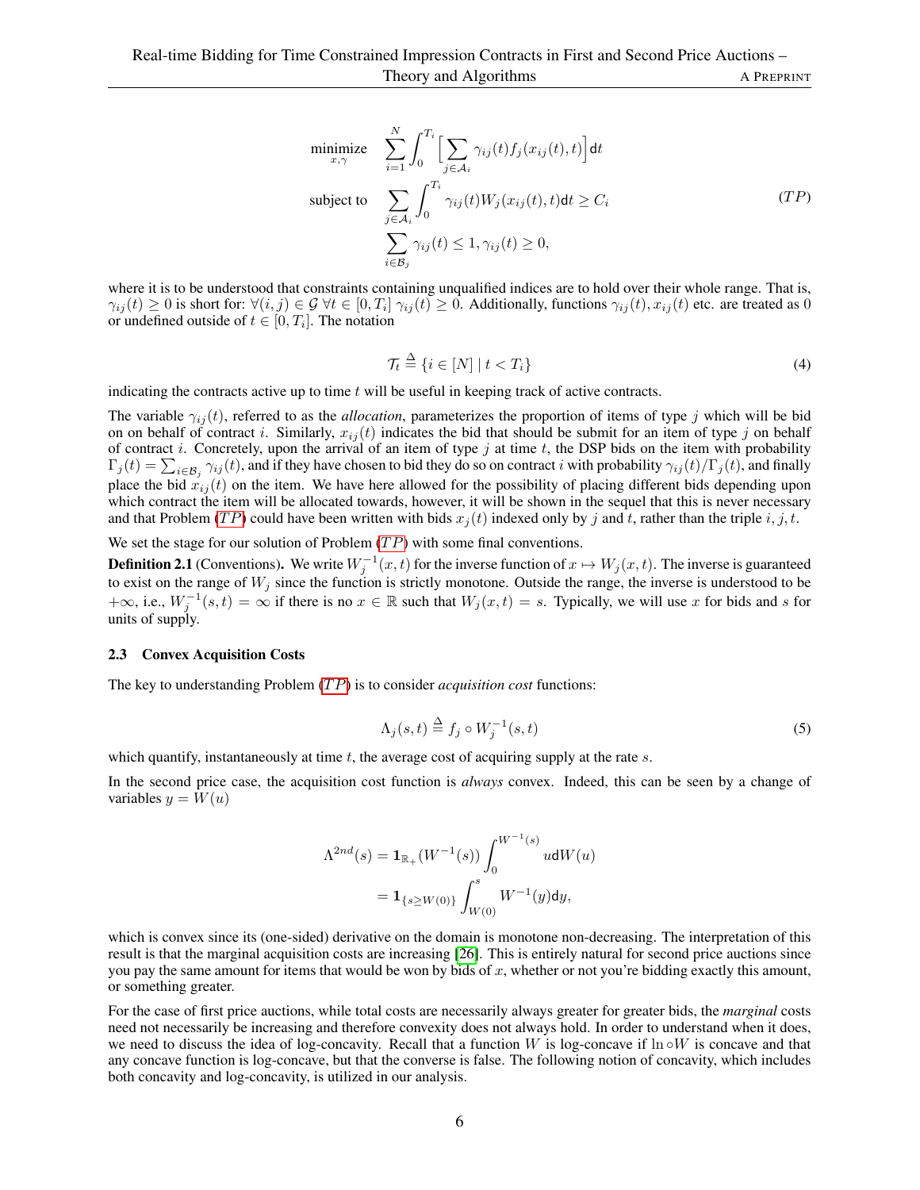$$
\begin{aligned}
\underset{x,\gamma}{\text{minimize}} \quad & \sum_{i=1}^{N} \int_0^{T_i} \Big[ \sum_{j \in \mathcal{A}_i} \gamma_{ij}(t) f_j(x_{ij}(t), t) \Big] \mathsf{d}t \\
\text{subject to} \quad & \sum_{j \in \mathcal{A}_i} \int_0^{T_i} \gamma_{ij}(t) W_j(x_{ij}(t), t) \mathsf{d}t \geq C_i \\
& \sum_{i \in \mathcal{B}_j} \gamma_{ij}(t) \leq 1, \gamma_{ij}(t) \geq 0,
\end{aligned}
\tag{$TP$}
$$

where it is to be understood that constraints containing unqualified indices are to hold over their whole range. That is, $\gamma_{ij}(t) \geq 0$ is short for: $\forall (i,j) \in \mathcal{G} \; \forall t \in [0, T_i] \; \gamma_{ij}(t) \geq 0$. Additionally, functions $\gamma_{ij}(t), x_{ij}(t)$ etc. are treated as 0 or undefined outside of $t \in [0, T_i]$. The notation

$$
\mathcal{T}_t \triangleq \{ i \in [N] \mid t < T_i \} \tag{4}
$$

indicating the contracts active up to time $t$ will be useful in keeping track of active contracts.

The variable $\gamma_{ij}(t)$, referred to as the *allocation*, parameterizes the proportion of items of type $j$ which will be bid on on behalf of contract $i$. Similarly, $x_{ij}(t)$ indicates the bid that should be submit for an item of type $j$ on behalf of contract $i$. Concretely, upon the arrival of an item of type $j$ at time $t$, the DSP bids on the item with probability $\Gamma_j(t) = \sum_{i \in \mathcal{B}_j} \gamma_{ij}(t)$, and if they have chosen to bid they do so on contract $i$ with probability $\gamma_{ij}(t)/\Gamma_j(t)$, and finally place the bid $x_{ij}(t)$ on the item. We have here allowed for the possibility of placing different bids depending upon which contract the item will be allocated towards, however, it will be shown in the sequel that this is never necessary and that Problem ($TP$) could have been written with bids $x_j(t)$ indexed only by $j$ and $t$, rather than the triple $i, j, t$.

We set the stage for our solution of Problem ($TP$) with some final conventions.

**Definition 2.1** (Conventions)**.** We write $W_j^{-1}(x,t)$ for the inverse function of $x \mapsto W_j(x,t)$. The inverse is guaranteed to exist on the range of $W_j$ since the function is strictly monotone. Outside the range, the inverse is understood to be $+\infty$, i.e., $W_j^{-1}(s,t) = \infty$ if there is no $x \in \mathbb{R}$ such that $W_j(x,t) = s$. Typically, we will use $x$ for bids and $s$ for units of supply.

### 2.3 Convex Acquisition Costs

The key to understanding Problem ($TP$) is to consider *acquisition cost* functions:

$$
\Lambda_j(s,t) \triangleq f_j \circ W_j^{-1}(s,t) \tag{5}
$$

which quantify, instantaneously at time $t$, the average cost of acquiring supply at the rate $s$.

In the second price case, the acquisition cost function is *always* convex. Indeed, this can be seen by a change of variables $y = W(u)$

$$
\begin{aligned}
\Lambda^{2nd}(s) &= \mathbf{1}_{\mathbb{R}_+}(W^{-1}(s)) \int_0^{W^{-1}(s)} u \mathsf{d}W(u) \\
&= \mathbf{1}_{\{s \geq W(0)\}} \int_{W(0)}^{s} W^{-1}(y) \mathsf{d}y,
\end{aligned}
$$

which is convex since its (one-sided) derivative on the domain is monotone non-decreasing. The interpretation of this result is that the marginal acquisition costs are increasing [26]. This is entirely natural for second price auctions since you pay the same amount for items that would be won by bids of $x$, whether or not you're bidding exactly this amount, or something greater.

For the case of first price auctions, while total costs are necessarily always greater for greater bids, the *marginal* costs need not necessarily be increasing and therefore convexity does not always hold. In order to understand when it does, we need to discuss the idea of log-concavity. Recall that a function $W$ is log-concave if $\ln \circ W$ is concave and that any concave function is log-concave, but that the converse is false. The following notion of concavity, which includes both concavity and log-concavity, is utilized in our analysis.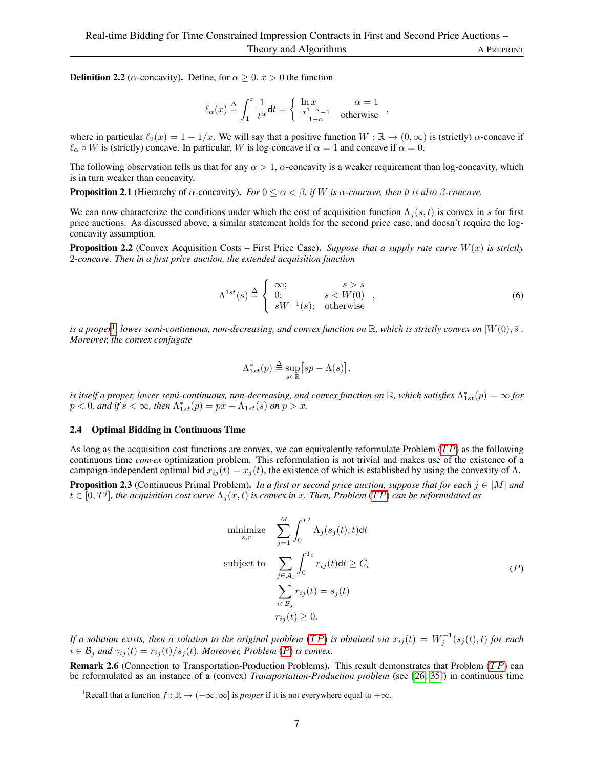**Definition 2.2** ($\alpha$-concavity)**.** Define, for $\alpha \geq 0$, $x > 0$ the function

$$\ell_\alpha(x) \triangleq \int_1^x \frac{1}{t^\alpha} \mathsf{d}t = \begin{cases} \ln x & \alpha = 1 \\ \frac{x^{1-\alpha}-1}{1-\alpha} & \text{otherwise} \end{cases},$$

where in particular $\ell_2(x) = 1 - 1/x$. We will say that a positive function $W : \mathbb{R} \to (0, \infty)$ is (strictly) $\alpha$-concave if $\ell_\alpha \circ W$ is (strictly) concave. In particular, $W$ is log-concave if $\alpha = 1$ and concave if $\alpha = 0$.

The following observation tells us that for any $\alpha > 1$, $\alpha$-concavity is a weaker requirement than log-concavity, which is in turn weaker than concavity.

**Proposition 2.1** (Hierarchy of $\alpha$-concavity)**.** *For $0 \leq \alpha < \beta$, if $W$ is $\alpha$-concave, then it is also $\beta$-concave.*

We can now characterize the conditions under which the cost of acquisition function $\Lambda_j(s, t)$ is convex in $s$ for first price auctions. As discussed above, a similar statement holds for the second price case, and doesn't require the log-concavity assumption.

**Proposition 2.2** (Convex Acquisition Costs – First Price Case)**.** *Suppose that a supply rate curve $W(x)$ is strictly 2-concave. Then in a first price auction, the extended acquisition function*

$$\Lambda^{1st}(s) \triangleq \begin{cases} \infty; & s > \bar{s} \\ 0; & s < W(0) \\ sW^{-1}(s); & \text{otherwise} \end{cases}, \tag{6}$$

*is a proper[1], lower semi-continuous, non-decreasing, and convex function on $\mathbb{R}$, which is strictly convex on $[W(0), \bar{s}]$. Moreover, the convex conjugate*

$$\Lambda^*_{1st}(p) \triangleq \sup_{s \in \mathbb{R}} \big[sp - \Lambda(s)\big],$$

*is itself a proper, lower semi-continuous, non-decreasing, and convex function on $\mathbb{R}$, which satisfies $\Lambda^*_{1st}(p) = \infty$ for $p < 0$, and if $\bar{s} < \infty$, then $\Lambda^*_{1st}(p) = p\bar{x} - \Lambda_{1st}(\bar{s})$ on $p > \bar{x}$.*

### 2.4 Optimal Bidding in Continuous Time

As long as the acquisition cost functions are convex, we can equivalently reformulate Problem ($TP$) as the following continuous time *convex* optimization problem. This reformulation is not trivial and makes use of the existence of a campaign-independent optimal bid $x_{ij}(t) = x_j(t)$, the existence of which is established by using the convexity of $\Lambda$.

**Proposition 2.3** (Continuous Primal Problem)**.** *In a first or second price auction, suppose that for each $j \in [M]$ and $t \in [0, T^j]$, the acquisition cost curve $\Lambda_j(x, t)$ is convex in $x$. Then, Problem ($TP$) can be reformulated as*

$$\begin{aligned} \underset{s,r}{\text{minimize}} \quad & \sum_{j=1}^{M} \int_0^{T^j} \Lambda_j(s_j(t), t)\mathsf{d}t \\ \text{subject to} \quad & \sum_{j \in \mathcal{A}_i} \int_0^{T_i} r_{ij}(t)\mathsf{d}t \geq C_i \\ & \sum_{i \in \mathcal{B}_j} r_{ij}(t) = s_j(t) \\ & r_{ij}(t) \geq 0. \end{aligned} \tag{P}$$

*If a solution exists, then a solution to the original problem ($TP$) is obtained via $x_{ij}(t) = W_j^{-1}(s_j(t), t)$ for each $i \in \mathcal{B}_j$ and $\gamma_{ij}(t) = r_{ij}(t)/s_j(t)$. Moreover, Problem ($P$) is convex.*

**Remark 2.6** (Connection to Transportation-Production Problems)**.** This result demonstrates that Problem ($TP$) can be reformulated as an instance of a (convex) *Transportation-Production problem* (see [26, 35]) in continuous time

[1] Recall that a function $f : \mathbb{R} \to (-\infty, \infty]$ is *proper* if it is not everywhere equal to $+\infty$.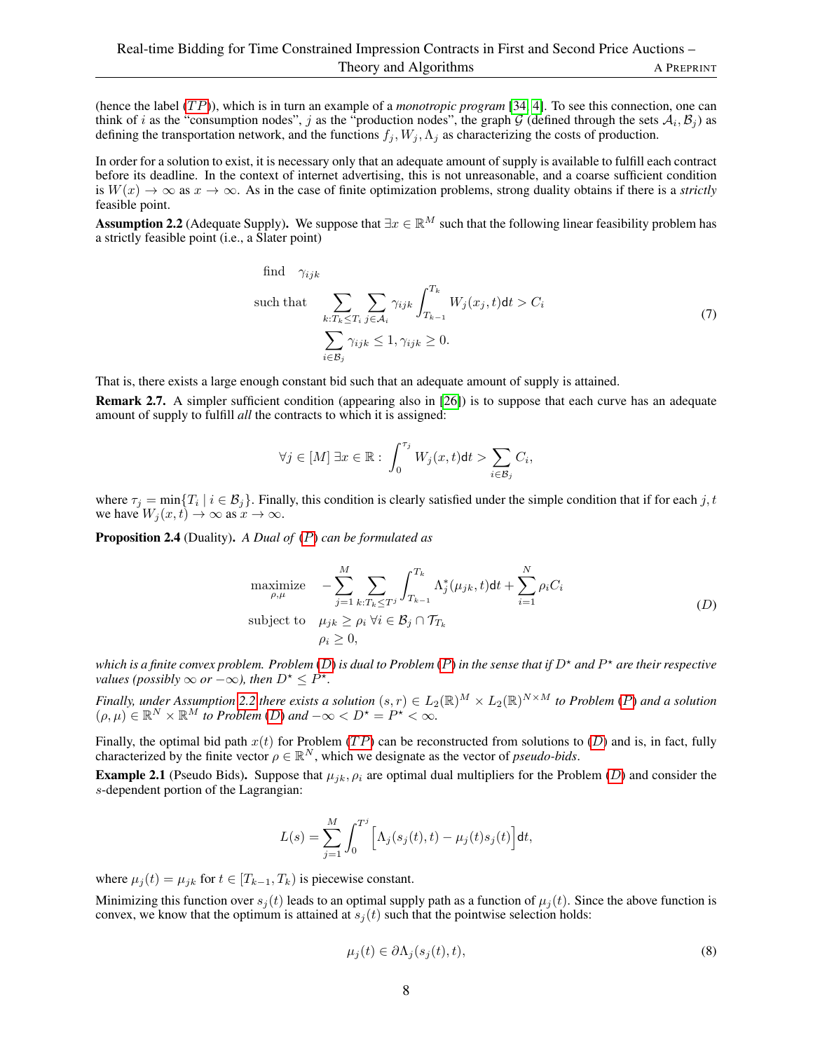(hence the label ($TP$)), which is in turn an example of a *monotropic program* [34, 4]. To see this connection, one can think of $i$ as the "consumption nodes", $j$ as the "production nodes", the graph $\mathcal{G}$ (defined through the sets $\mathcal{A}_i, \mathcal{B}_j$) as defining the transportation network, and the functions $f_j, W_j, \Lambda_j$ as characterizing the costs of production.

In order for a solution to exist, it is necessary only that an adequate amount of supply is available to fulfill each contract before its deadline. In the context of internet advertising, this is not unreasonable, and a coarse sufficient condition is $W(x) \to \infty$ as $x \to \infty$. As in the case of finite optimization problems, strong duality obtains if there is a *strictly* feasible point.

**Assumption 2.2** (Adequate Supply). We suppose that $\exists x \in \mathbb{R}^M$ such that the following linear feasibility problem has a strictly feasible point (i.e., a Slater point)

$$
\begin{aligned}
&\text{find} \quad \gamma_{ijk} \\
&\text{such that} \quad \sum_{k:T_k \le T_i} \sum_{j \in \mathcal{A}_i} \gamma_{ijk} \int_{T_{k-1}}^{T_k} W_j(x_j, t)\mathsf{d}t > C_i \\
&\qquad\qquad\quad \sum_{i \in \mathcal{B}_j} \gamma_{ijk} \le 1, \gamma_{ijk} \ge 0.
\end{aligned} \tag{7}
$$

That is, there exists a large enough constant bid such that an adequate amount of supply is attained.

**Remark 2.7.** A simpler sufficient condition (appearing also in [26]) is to suppose that each curve has an adequate amount of supply to fulfill *all* the contracts to which it is assigned:

$$
\forall j \in [M]\ \exists x \in \mathbb{R} : \int_0^{\tau_j} W_j(x, t)\mathsf{d}t > \sum_{i \in \mathcal{B}_j} C_i,
$$

where $\tau_j = \min\{T_i \mid i \in \mathcal{B}_j\}$. Finally, this condition is clearly satisfied under the simple condition that if for each $j, t$ we have $W_j(x, t) \to \infty$ as $x \to \infty$.

**Proposition 2.4** (Duality). *A Dual of* ($P$) *can be formulated as*

$$
\begin{aligned}
\underset{\rho,\mu}{\text{maximize}} \quad & -\sum_{j=1}^{M} \sum_{k:T_k \le T^j} \int_{T_{k-1}}^{T_k} \Lambda_j^*(\mu_{jk}, t)\mathsf{d}t + \sum_{i=1}^{N} \rho_i C_i \\
\text{subject to} \quad & \mu_{jk} \ge \rho_i \ \forall i \in \mathcal{B}_j \cap \mathcal{T}_{T_k} \\
& \rho_i \ge 0,
\end{aligned} \tag{D}
$$

*which is a finite convex problem. Problem* ($D$) *is dual to Problem* ($P$) *in the sense that if $D^\star$ and $P^\star$ are their respective values (possibly $\infty$ or $-\infty$), then $D^\star \le P^\star$.*

*Finally, under Assumption 2.2 there exists a solution $(s, r) \in L_2(\mathbb{R})^M \times L_2(\mathbb{R})^{N \times M}$ to Problem* ($P$) *and a solution $(\rho, \mu) \in \mathbb{R}^N \times \mathbb{R}^M$ to Problem* ($D$) *and $-\infty < D^\star = P^\star < \infty$.*

Finally, the optimal bid path $x(t)$ for Problem ($TP$) can be reconstructed from solutions to ($D$) and is, in fact, fully characterized by the finite vector $\rho \in \mathbb{R}^N$, which we designate as the vector of *pseudo-bids*.

**Example 2.1** (Pseudo Bids). Suppose that $\mu_{jk}, \rho_i$ are optimal dual multipliers for the Problem ($D$) and consider the $s$-dependent portion of the Lagrangian:

$$
L(s) = \sum_{j=1}^{M} \int_0^{T^j} \Big[\Lambda_j(s_j(t), t) - \mu_j(t)s_j(t)\Big]\mathsf{d}t,
$$

where $\mu_j(t) = \mu_{jk}$ for $t \in [T_{k-1}, T_k)$ is piecewise constant.

Minimizing this function over $s_j(t)$ leads to an optimal supply path as a function of $\mu_j(t)$. Since the above function is convex, we know that the optimum is attained at $s_j(t)$ such that the pointwise selection holds:

$$
\mu_j(t) \in \partial\Lambda_j(s_j(t), t), \tag{8}
$$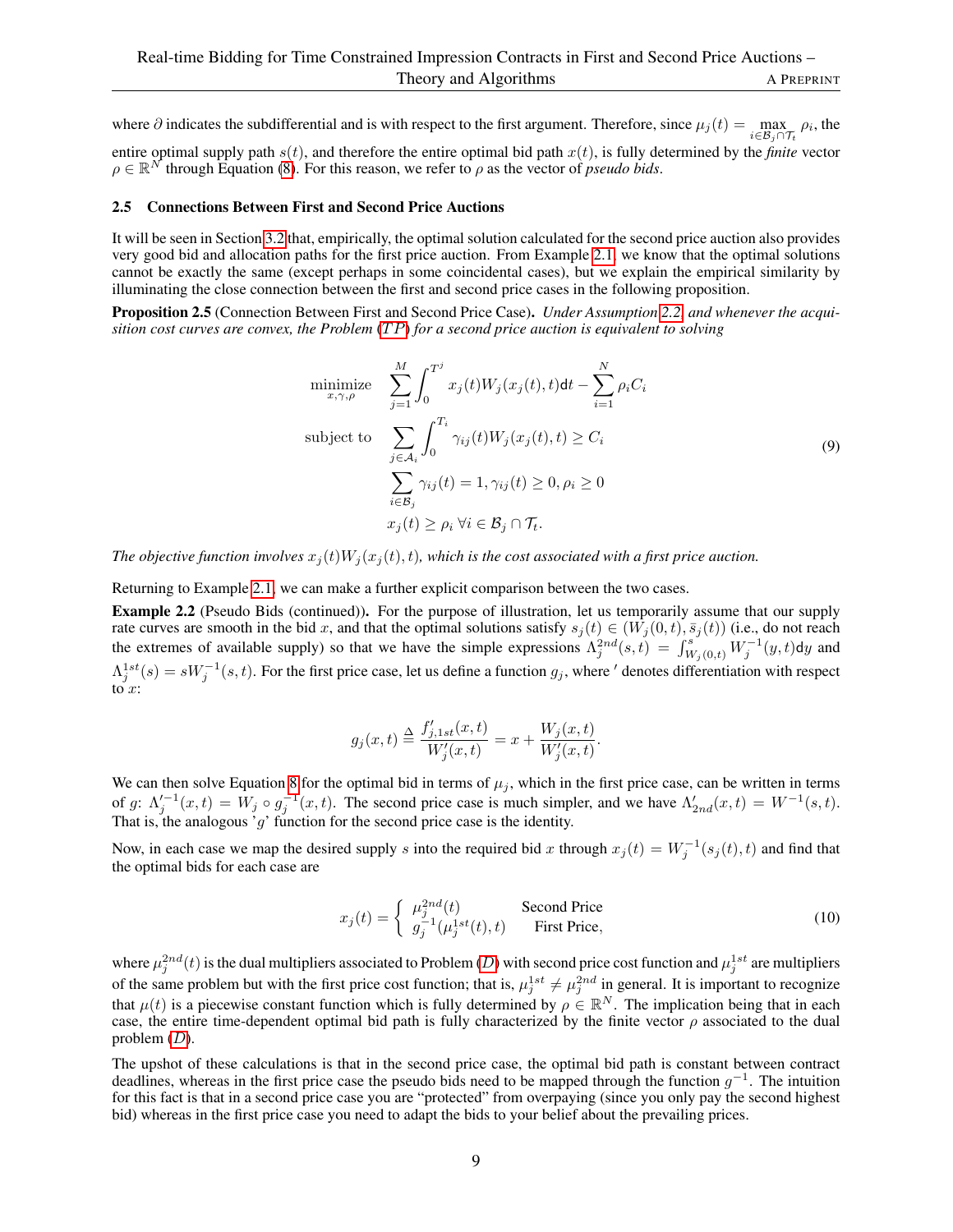where $\partial$ indicates the subdifferential and is with respect to the first argument. Therefore, since $\mu_j(t) = \max_{i \in \mathcal{B}_j \cap \mathcal{T}_t} \rho_i$, the entire optimal supply path $s(t)$, and therefore the entire optimal bid path $x(t)$, is fully determined by the *finite* vector $\rho \in \mathbb{R}^N$ through Equation (8). For this reason, we refer to $\rho$ as the vector of *pseudo bids*.

### 2.5 Connections Between First and Second Price Auctions

It will be seen in Section 3.2 that, empirically, the optimal solution calculated for the second price auction also provides very good bid and allocation paths for the first price auction. From Example 2.1, we know that the optimal solutions cannot be exactly the same (except perhaps in some coincidental cases), but we explain the empirical similarity by illuminating the close connection between the first and second price cases in the following proposition.

**Proposition 2.5** (Connection Between First and Second Price Case)**.** *Under Assumption 2.2, and whenever the acquisition cost curves are convex, the Problem ($TP$) for a second price auction is equivalent to solving*

$$
\begin{aligned}
\underset{x,\gamma,\rho}{\text{minimize}} \quad & \sum_{j=1}^{M} \int_0^{T^j} x_j(t) W_j(x_j(t), t) \mathsf{d}t - \sum_{i=1}^{N} \rho_i C_i \\
\text{subject to} \quad & \sum_{j \in \mathcal{A}_i} \int_0^{T_i} \gamma_{ij}(t) W_j(x_j(t), t) \geq C_i \\
& \sum_{i \in \mathcal{B}_j} \gamma_{ij}(t) = 1, \gamma_{ij}(t) \geq 0, \rho_i \geq 0 \\
& x_j(t) \geq \rho_i \; \forall i \in \mathcal{B}_j \cap \mathcal{T}_t.
\end{aligned}
\tag{9}
$$

*The objective function involves $x_j(t)W_j(x_j(t), t)$, which is the cost associated with a first price auction.*

Returning to Example 2.1, we can make a further explicit comparison between the two cases.

**Example 2.2** (Pseudo Bids (continued))**.** For the purpose of illustration, let us temporarily assume that our supply rate curves are smooth in the bid $x$, and that the optimal solutions satisfy $s_j(t) \in (W_j(0,t), \bar{s}_j(t))$ (i.e., do not reach the extremes of available supply) so that we have the simple expressions $\Lambda_j^{2nd}(s,t) = \int_{W_j(0,t)}^{s} W_j^{-1}(y,t)\mathsf{d}y$ and $\Lambda_j^{1st}(s) = sW_j^{-1}(s,t)$. For the first price case, let us define a function $g_j$, where $'$ denotes differentiation with respect to $x$:

$$
g_j(x,t) \triangleq \frac{f'_{j,1st}(x,t)}{W'_j(x,t)} = x + \frac{W_j(x,t)}{W'_j(x,t)}.
$$

We can then solve Equation 8 for the optimal bid in terms of $\mu_j$, which in the first price case, can be written in terms of $g$: $\Lambda_j'^{-1}(x,t) = W_j \circ g_j^{-1}(x,t)$. The second price case is much simpler, and we have $\Lambda'_{2nd}(x,t) = W^{-1}(s,t)$. That is, the analogous '$g$' function for the second price case is the identity.

Now, in each case we map the desired supply $s$ into the required bid $x$ through $x_j(t) = W_j^{-1}(s_j(t), t)$ and find that the optimal bids for each case are

$$
x_j(t) = \begin{cases} \mu_j^{2nd}(t) & \text{Second Price} \\ g_j^{-1}(\mu_j^{1st}(t), t) & \text{First Price,} \end{cases}
\tag{10}
$$

where $\mu_j^{2nd}(t)$ is the dual multipliers associated to Problem ($D$) with second price cost function and $\mu_j^{1st}$ are multipliers of the same problem but with the first price cost function; that is, $\mu_j^{1st} \neq \mu_j^{2nd}$ in general. It is important to recognize that $\mu(t)$ is a piecewise constant function which is fully determined by $\rho \in \mathbb{R}^N$. The implication being that in each case, the entire time-dependent optimal bid path is fully characterized by the finite vector $\rho$ associated to the dual problem ($D$).

The upshot of these calculations is that in the second price case, the optimal bid path is constant between contract deadlines, whereas in the first price case the pseudo bids need to be mapped through the function $g^{-1}$. The intuition for this fact is that in a second price case you are "protected" from overpaying (since you only pay the second highest bid) whereas in the first price case you need to adapt the bids to your belief about the prevailing prices.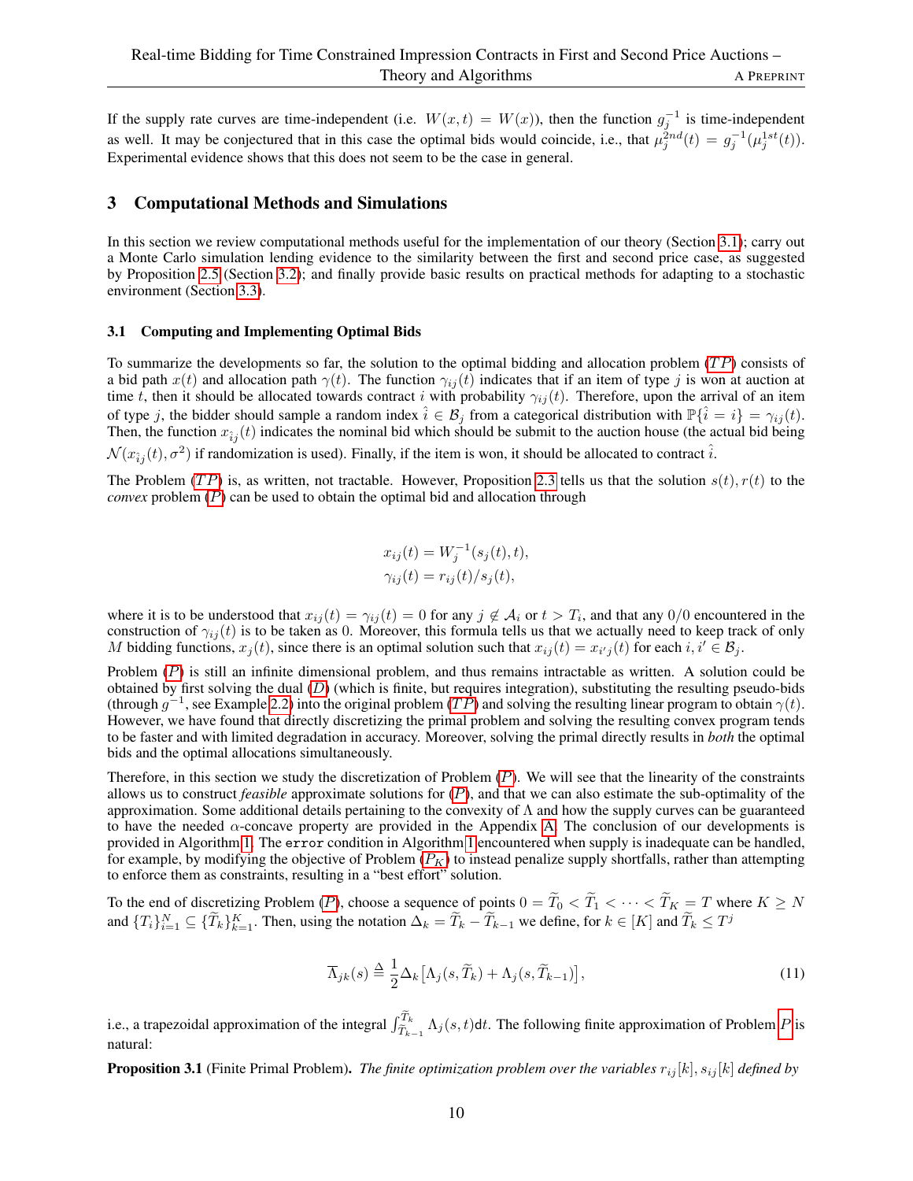If the supply rate curves are time-independent (i.e. $W(x,t) = W(x)$), then the function $g_j^{-1}$ is time-independent as well. It may be conjectured that in this case the optimal bids would coincide, i.e., that $\mu_j^{2nd}(t) = g_j^{-1}(\mu_j^{1st}(t))$. Experimental evidence shows that this does not seem to be the case in general.

## 3 Computational Methods and Simulations

In this section we review computational methods useful for the implementation of our theory (Section 3.1); carry out a Monte Carlo simulation lending evidence to the similarity between the first and second price case, as suggested by Proposition 2.5 (Section 3.2); and finally provide basic results on practical methods for adapting to a stochastic environment (Section 3.3).

### 3.1 Computing and Implementing Optimal Bids

To summarize the developments so far, the solution to the optimal bidding and allocation problem ($TP$) consists of a bid path $x(t)$ and allocation path $\gamma(t)$. The function $\gamma_{ij}(t)$ indicates that if an item of type $j$ is won at auction at time $t$, then it should be allocated towards contract $i$ with probability $\gamma_{ij}(t)$. Therefore, upon the arrival of an item of type $j$, the bidder should sample a random index $\hat{i} \in \mathcal{B}_j$ from a categorical distribution with $\mathbb{P}\{\hat{i} = i\} = \gamma_{ij}(t)$. Then, the function $x_{\hat{i}j}(t)$ indicates the nominal bid which should be submit to the auction house (the actual bid being $\mathcal{N}(x_{\hat{i}j}(t), \sigma^2)$ if randomization is used). Finally, if the item is won, it should be allocated to contract $\hat{i}$.

The Problem ($TP$) is, as written, not tractable. However, Proposition 2.3 tells us that the solution $s(t), r(t)$ to the *convex* problem ($P$) can be used to obtain the optimal bid and allocation through

$$
\begin{aligned}
x_{ij}(t) &= W_j^{-1}(s_j(t), t), \\
\gamma_{ij}(t) &= r_{ij}(t)/s_j(t),
\end{aligned}
$$

where it is to be understood that $x_{ij}(t) = \gamma_{ij}(t) = 0$ for any $j \notin \mathcal{A}_i$ or $t > T_i$, and that any $0/0$ encountered in the construction of $\gamma_{ij}(t)$ is to be taken as 0. Moreover, this formula tells us that we actually need to keep track of only $M$ bidding functions, $x_j(t)$, since there is an optimal solution such that $x_{ij}(t) = x_{i'j}(t)$ for each $i, i' \in \mathcal{B}_j$.

Problem ($P$) is still an infinite dimensional problem, and thus remains intractable as written. A solution could be obtained by first solving the dual ($D$) (which is finite, but requires integration), substituting the resulting pseudo-bids (through $g^{-1}$, see Example 2.2) into the original problem ($TP$) and solving the resulting linear program to obtain $\gamma(t)$. However, we have found that directly discretizing the primal problem and solving the resulting convex program tends to be faster and with limited degradation in accuracy. Moreover, solving the primal directly results in *both* the optimal bids and the optimal allocations simultaneously.

Therefore, in this section we study the discretization of Problem ($P$). We will see that the linearity of the constraints allows us to construct *feasible* approximate solutions for ($P$), and that we can also estimate the sub-optimality of the approximation. Some additional details pertaining to the convexity of $\Lambda$ and how the supply curves can be guaranteed to have the needed $\alpha$-concave property are provided in the Appendix A. The conclusion of our developments is provided in Algorithm 1. The `error` condition in Algorithm 1 encountered when supply is inadequate can be handled, for example, by modifying the objective of Problem ($P_K$) to instead penalize supply shortfalls, rather than attempting to enforce them as constraints, resulting in a "best effort" solution.

To the end of discretizing Problem ($P$), choose a sequence of points $0 = \widetilde{T}_0 < \widetilde{T}_1 < \cdots < \widetilde{T}_K = T$ where $K \geq N$ and $\{T_i\}_{i=1}^N \subseteq \{\widetilde{T}_k\}_{k=1}^K$. Then, using the notation $\Delta_k = \widetilde{T}_k - \widetilde{T}_{k-1}$ we define, for $k \in [K]$ and $\widetilde{T}_k \leq T^j$

$$
\overline{\Lambda}_{jk}(s) \triangleq \frac{1}{2}\Delta_k\big[\Lambda_j(s, \widetilde{T}_k) + \Lambda_j(s, \widetilde{T}_{k-1})\big], \tag{11}
$$

i.e., a trapezoidal approximation of the integral $\int_{\widetilde{T}_{k-1}}^{\widetilde{T}_k} \Lambda_j(s,t)\mathrm{d}t$. The following finite approximation of Problem $P$ is natural:

**Proposition 3.1** (Finite Primal Problem). *The finite optimization problem over the variables $r_{ij}[k], s_{ij}[k]$ defined by*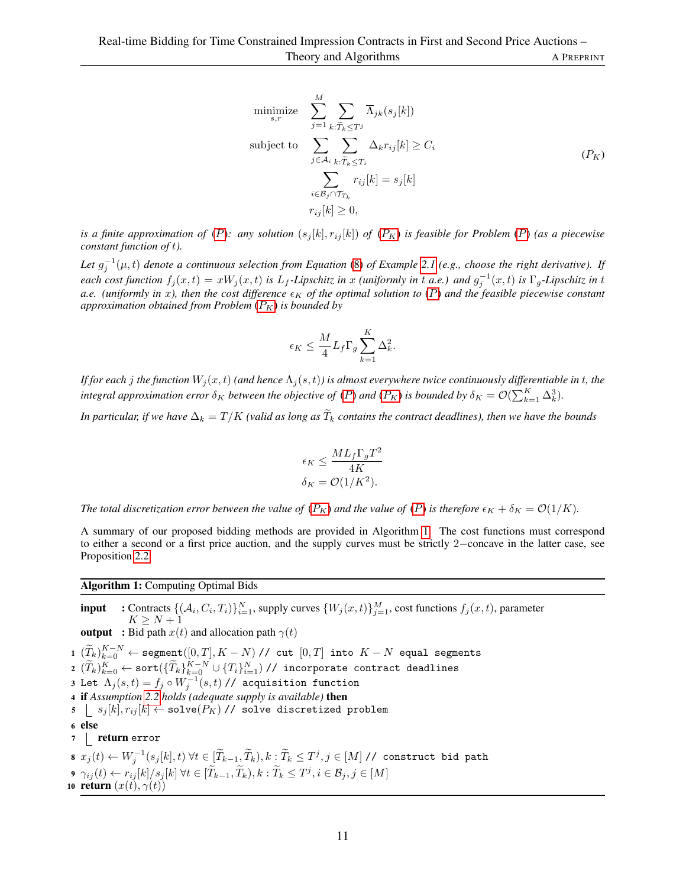$$
\begin{aligned}
\underset{s,r}{\text{minimize}} \quad & \sum_{j=1}^{M} \sum_{k:\widetilde{T}_k \le T^j} \overline{\Lambda}_{jk}(s_j[k]) \\
\text{subject to} \quad & \sum_{j \in \mathcal{A}_i} \sum_{k:\widetilde{T}_k \le T_i} \Delta_k r_{ij}[k] \ge C_i \\
& \sum_{i \in \mathcal{B}_j \cap \mathcal{T}_{T_k}} r_{ij}[k] = s_j[k] \\
& r_{ij}[k] \ge 0,
\end{aligned}
\tag{$P_K$}
$$

*is a finite approximation of (P): any solution $(s_j[k], r_{ij}[k])$ of ($P_K$) is feasible for Problem (P) (as a piecewise constant function of t).*

*Let $g_j^{-1}(\mu, t)$ denote a continuous selection from Equation (8) of Example 2.1 (e.g., choose the right derivative). If each cost function $f_j(x,t) = xW_j(x,t)$ is $L_f$-Lipschitz in $x$ (uniformly in $t$ a.e.) and $g_j^{-1}(x,t)$ is $\Gamma_g$-Lipschitz in $t$ a.e. (uniformly in $x$), then the cost difference $\epsilon_K$ of the optimal solution to (P) and the feasible piecewise constant approximation obtained from Problem ($P_K$) is bounded by*

$$
\epsilon_K \le \frac{M}{4} L_f \Gamma_g \sum_{k=1}^{K} \Delta_k^2.
$$

*If for each $j$ the function $W_j(x,t)$ (and hence $\Lambda_j(s,t)$) is almost everywhere twice continuously differentiable in $t$, the integral approximation error $\delta_K$ between the objective of (P) and ($P_K$) is bounded by $\delta_K = \mathcal{O}(\sum_{k=1}^{K} \Delta_k^3)$.*

*In particular, if we have $\Delta_k = T/K$ (valid as long as $\widetilde{T}_k$ contains the contract deadlines), then we have the bounds*

$$
\begin{aligned}
\epsilon_K &\le \frac{M L_f \Gamma_g T^2}{4K} \\
\delta_K &= \mathcal{O}(1/K^2).
\end{aligned}
$$

*The total discretization error between the value of ($P_K$) and the value of (P) is therefore $\epsilon_K + \delta_K = \mathcal{O}(1/K)$.*

A summary of our proposed bidding methods are provided in Algorithm 1. The cost functions must correspond to either a second or a first price auction, and the supply curves must be strictly 2−concave in the latter case, see Proposition 2.2.

---

**Algorithm 1:** Computing Optimal Bids

---

**input** : Contracts $\{(\mathcal{A}_i, C_i, T_i)\}_{i=1}^N$, supply curves $\{W_j(x,t)\}_{j=1}^M$, cost functions $f_j(x,t)$, parameter $K \ge N+1$

**output** : Bid path $x(t)$ and allocation path $\gamma(t)$

1. $(\widetilde{T}_k)_{k=0}^{K-N} \leftarrow$ `segment`$([0,T], K-N)$ `// cut` $[0,T]$ `into` $K-N$ `equal segments`
2. $(\widetilde{T}_k)_{k=0}^{K} \leftarrow$ `sort`$(\{\widetilde{T}_k\}_{k=0}^{K-N} \cup \{T_i\}_{i=1}^N)$ `// incorporate contract deadlines`
3. Let $\Lambda_j(s,t) = f_j \circ W_j^{-1}(s,t)$ `// acquisition function`
4. **if** *Assumption 2.2 holds (adequate supply is available)* **then**
5. &nbsp;&nbsp;&nbsp;&nbsp;$s_j[k], r_{ij}[k] \leftarrow$ `solve`$(P_K)$ `// solve discretized problem`
6. **else**
7. &nbsp;&nbsp;&nbsp;&nbsp;**return** error
8. $x_j(t) \leftarrow W_j^{-1}(s_j[k], t)\ \forall t \in [\widetilde{T}_{k-1}, \widetilde{T}_k), k : \widetilde{T}_k \le T^j, j \in [M]$ `// construct bid path`
9. $\gamma_{ij}(t) \leftarrow r_{ij}[k]/s_j[k]\ \forall t \in [\widetilde{T}_{k-1}, \widetilde{T}_k), k : \widetilde{T}_k \le T^j, i \in \mathcal{B}_j, j \in [M]$
10. **return** $(x(t), \gamma(t))$

---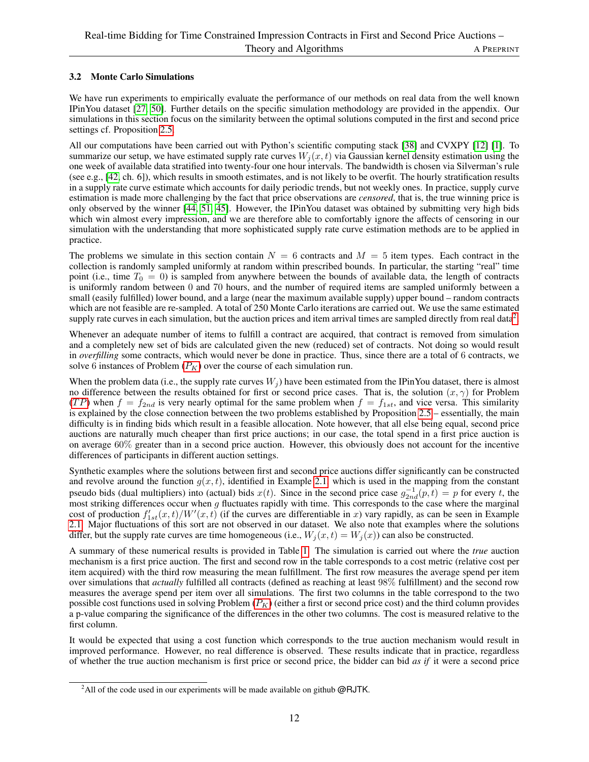### 3.2 Monte Carlo Simulations

We have run experiments to empirically evaluate the performance of our methods on real data from the well known IPinYou dataset [27, 50]. Further details on the specific simulation methodology are provided in the appendix. Our simulations in this section focus on the similarity between the optimal solutions computed in the first and second price settings cf. Proposition 2.5.

All our computations have been carried out with Python's scientific computing stack [38] and CVXPY [12] [1]. To summarize our setup, we have estimated supply rate curves $W_j(x, t)$ via Gaussian kernel density estimation using the one week of available data stratified into twenty-four one hour intervals. The bandwidth is chosen via Silverman's rule (see e.g., [42, ch. 6]), which results in smooth estimates, and is not likely to be overfit. The hourly stratification results in a supply rate curve estimate which accounts for daily periodic trends, but not weekly ones. In practice, supply curve estimation is made more challenging by the fact that price observations are *censored*, that is, the true winning price is only observed by the winner [44, 51, 45]. However, the IPinYou dataset was obtained by submitting very high bids which win almost every impression, and we are therefore able to comfortably ignore the affects of censoring in our simulation with the understanding that more sophisticated supply rate curve estimation methods are to be applied in practice.

The problems we simulate in this section contain $N = 6$ contracts and $M = 5$ item types. Each contract in the collection is randomly sampled uniformly at random within prescribed bounds. In particular, the starting "real" time point (i.e., time $T_0 = 0$) is sampled from anywhere between the bounds of available data, the length of contracts is uniformly random between 0 and 70 hours, and the number of required items are sampled uniformly between a small (easily fulfilled) lower bound, and a large (near the maximum available supply) upper bound – random contracts which are not feasible are re-sampled. A total of 250 Monte Carlo iterations are carried out. We use the same estimated supply rate curves in each simulation, but the auction prices and item arrival times are sampled directly from real data[2].

Whenever an adequate number of items to fulfill a contract are acquired, that contract is removed from simulation and a completely new set of bids are calculated given the new (reduced) set of contracts. Not doing so would result in *overfilling* some contracts, which would never be done in practice. Thus, since there are a total of 6 contracts, we solve 6 instances of Problem ($P_K$) over the course of each simulation run.

When the problem data (i.e., the supply rate curves $W_j$) have been estimated from the IPinYou dataset, there is almost no difference between the results obtained for first or second price cases. That is, the solution $(x, \gamma)$ for Problem ($TP$) when $f = f_{2nd}$ is very nearly optimal for the same problem when $f = f_{1st}$, and vice versa. This similarity is explained by the close connection between the two problems established by Proposition 2.5 – essentially, the main difficulty is in finding bids which result in a feasible allocation. Note however, that all else being equal, second price auctions are naturally much cheaper than first price auctions; in our case, the total spend in a first price auction is on average 60% greater than in a second price auction. However, this obviously does not account for the incentive differences of participants in different auction settings.

Synthetic examples where the solutions between first and second price auctions differ significantly can be constructed and revolve around the function $g(x, t)$, identified in Example 2.1 which is used in the mapping from the constant pseudo bids (dual multipliers) into (actual) bids $x(t)$. Since in the second price case $g_{2nd}^{-1}(p, t) = p$ for every $t$, the most striking differences occur when $g$ fluctuates rapidly with time. This corresponds to the case where the marginal cost of production $f'_{1st}(x, t)/W'(x, t)$ (if the curves are differentiable in $x$) vary rapidly, as can be seen in Example 2.1. Major fluctuations of this sort are not observed in our dataset. We also note that examples where the solutions differ, but the supply rate curves are time homogeneous (i.e., $W_j(x, t) = W_j(x)$) can also be constructed.

A summary of these numerical results is provided in Table 1. The simulation is carried out where the *true* auction mechanism is a first price auction. The first and second row in the table corresponds to a cost metric (relative cost per item acquired) with the third row measuring the mean fulfillment. The first row measures the average spend per item over simulations that *actually* fulfilled all contracts (defined as reaching at least 98% fulfillment) and the second row measures the average spend per item over all simulations. The first two columns in the table correspond to the two possible cost functions used in solving Problem ($P_K$) (either a first or second price cost) and the third column provides a p-value comparing the significance of the differences in the other two columns. The cost is measured relative to the first column.

It would be expected that using a cost function which corresponds to the true auction mechanism would result in improved performance. However, no real difference is observed. These results indicate that in practice, regardless of whether the true auction mechanism is first price or second price, the bidder can bid *as if* it were a second price

[2] All of the code used in our experiments will be made available on github @RJTK.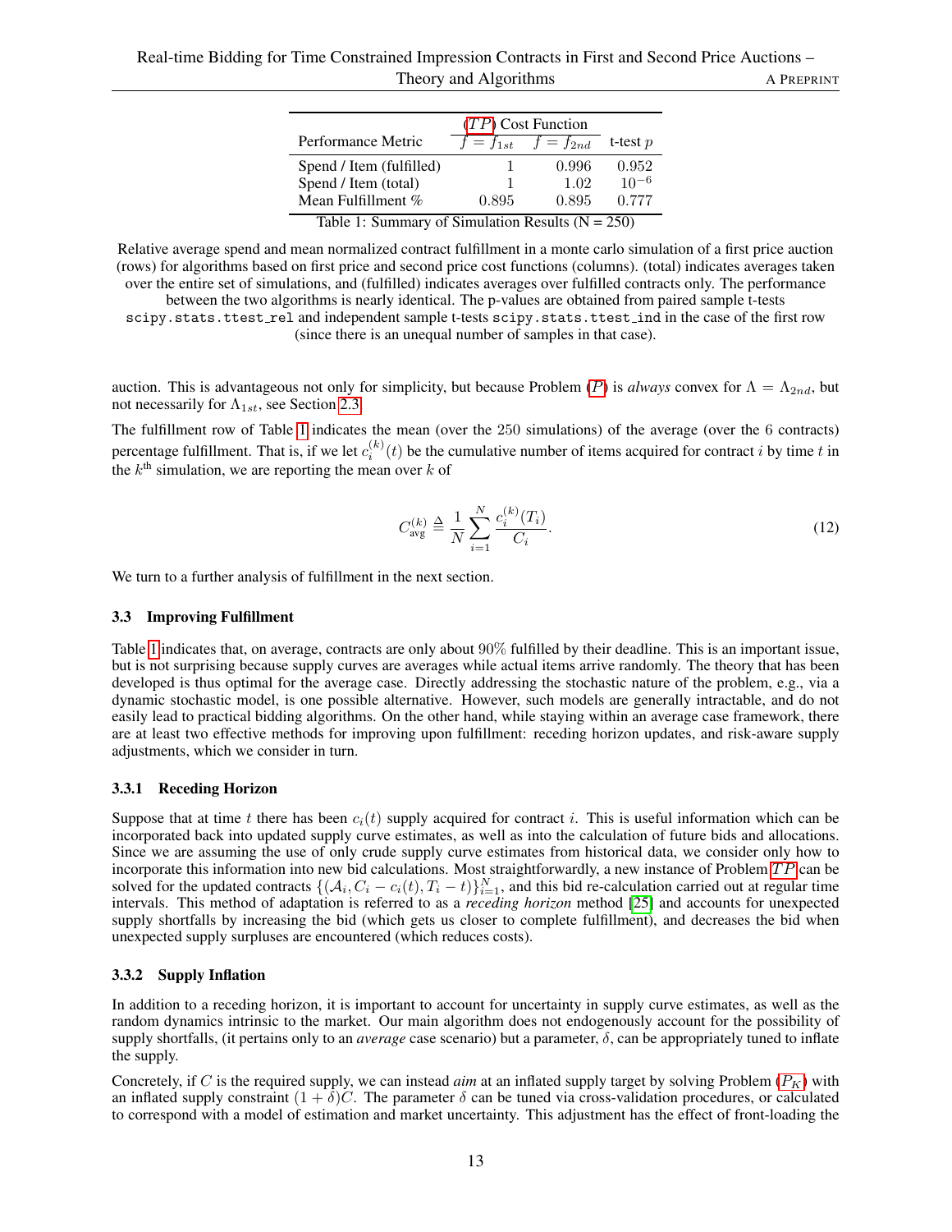| Performance Metric | ($TP$) Cost Function $f = f_{1st}$ | $f = f_{2nd}$ | t-test $p$ |
|---|---|---|---|
| Spend / Item (fulfilled) | 1 | 0.996 | 0.952 |
| Spend / Item (total) | 1 | 1.02 | $10^{-6}$ |
| Mean Fulfillment % | 0.895 | 0.895 | 0.777 |

Table 1: Summary of Simulation Results (N = 250)

Relative average spend and mean normalized contract fulfillment in a monte carlo simulation of a first price auction (rows) for algorithms based on first price and second price cost functions (columns). (total) indicates averages taken over the entire set of simulations, and (fulfilled) indicates averages over fulfilled contracts only. The performance between the two algorithms is nearly identical. The p-values are obtained from paired sample t-tests `scipy.stats.ttest_rel` and independent sample t-tests `scipy.stats.ttest_ind` in the case of the first row (since there is an unequal number of samples in that case).

auction. This is advantageous not only for simplicity, but because Problem ($P$) is *always* convex for $\Lambda = \Lambda_{2nd}$, but not necessarily for $\Lambda_{1st}$, see Section 2.3.

The fulfillment row of Table 1 indicates the mean (over the 250 simulations) of the average (over the 6 contracts) percentage fulfillment. That is, if we let $c_i^{(k)}(t)$ be the cumulative number of items acquired for contract $i$ by time $t$ in the $k^{\text{th}}$ simulation, we are reporting the mean over $k$ of

$$C_{\text{avg}}^{(k)} \triangleq \frac{1}{N}\sum_{i=1}^{N}\frac{c_i^{(k)}(T_i)}{C_i}. \tag{12}$$

We turn to a further analysis of fulfillment in the next section.

### 3.3 Improving Fulfillment

Table 1 indicates that, on average, contracts are only about 90% fulfilled by their deadline. This is an important issue, but is not surprising because supply curves are averages while actual items arrive randomly. The theory that has been developed is thus optimal for the average case. Directly addressing the stochastic nature of the problem, e.g., via a dynamic stochastic model, is one possible alternative. However, such models are generally intractable, and do not easily lead to practical bidding algorithms. On the other hand, while staying within an average case framework, there are at least two effective methods for improving upon fulfillment: receding horizon updates, and risk-aware supply adjustments, which we consider in turn.

#### 3.3.1 Receding Horizon

Suppose that at time $t$ there has been $c_i(t)$ supply acquired for contract $i$. This is useful information which can be incorporated back into updated supply curve estimates, as well as into the calculation of future bids and allocations. Since we are assuming the use of only crude supply curve estimates from historical data, we consider only how to incorporate this information into new bid calculations. Most straightforwardly, a new instance of Problem $TP$ can be solved for the updated contracts $\{(\mathcal{A}_i, C_i - c_i(t), T_i - t)\}_{i=1}^N$, and this bid re-calculation carried out at regular time intervals. This method of adaptation is referred to as a *receding horizon* method [25] and accounts for unexpected supply shortfalls by increasing the bid (which gets us closer to complete fulfillment), and decreases the bid when unexpected supply surpluses are encountered (which reduces costs).

#### 3.3.2 Supply Inflation

In addition to a receding horizon, it is important to account for uncertainty in supply curve estimates, as well as the random dynamics intrinsic to the market. Our main algorithm does not endogenously account for the possibility of supply shortfalls, (it pertains only to an *average* case scenario) but a parameter, $\delta$, can be appropriately tuned to inflate the supply.

Concretely, if $C$ is the required supply, we can instead *aim* at an inflated supply target by solving Problem ($P_K$) with an inflated supply constraint $(1+\delta)C$. The parameter $\delta$ can be tuned via cross-validation procedures, or calculated to correspond with a model of estimation and market uncertainty. This adjustment has the effect of front-loading the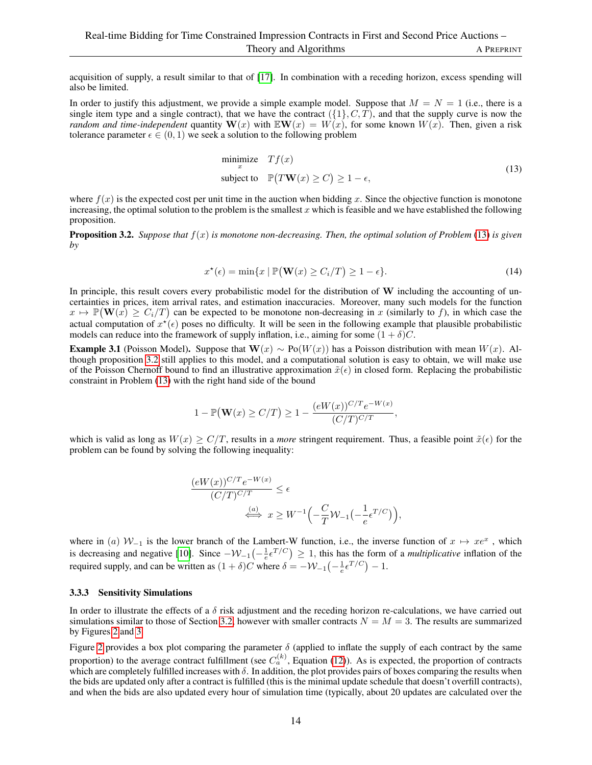acquisition of supply, a result similar to that of [17]. In combination with a receding horizon, excess spending will also be limited.

In order to justify this adjustment, we provide a simple example model. Suppose that $M = N = 1$ (i.e., there is a single item type and a single contract), that we have the contract $(\{1\}, C, T)$, and that the supply curve is now the *random and time-independent* quantity $\mathbf{W}(x)$ with $\mathbb{E}\mathbf{W}(x) = W(x)$, for some known $W(x)$. Then, given a risk tolerance parameter $\epsilon \in (0, 1)$ we seek a solution to the following problem

$$
\begin{aligned}
\underset{x}{\text{minimize}} \quad & Tf(x) \\
\text{subject to} \quad & \mathbb{P}\big(T\mathbf{W}(x) \geq C\big) \geq 1 - \epsilon,
\end{aligned}
\tag{13}
$$

where $f(x)$ is the expected cost per unit time in the auction when bidding $x$. Since the objective function is monotone increasing, the optimal solution to the problem is the smallest $x$ which is feasible and we have established the following proposition.

**Proposition 3.2.** *Suppose that $f(x)$ is monotone non-decreasing. Then, the optimal solution of Problem (13) is given by*

$$
x^\star(\epsilon) = \min\{x \mid \mathbb{P}\big(\mathbf{W}(x) \geq C_i/T\big) \geq 1 - \epsilon\}. \tag{14}
$$

In principle, this result covers every probabilistic model for the distribution of $\mathbf{W}$ including the accounting of uncertainties in prices, item arrival rates, and estimation inaccuracies. Moreover, many such models for the function $x \mapsto \mathbb{P}\big(\mathbf{W}(x) \geq C_i/T\big)$ can be expected to be monotone non-decreasing in $x$ (similarly to $f$), in which case the actual computation of $x^\star(\epsilon)$ poses no difficulty. It will be seen in the following example that plausible probabilistic models can reduce into the framework of supply inflation, i.e., aiming for some $(1 + \delta)C$.

**Example 3.1** (Poisson Model)**.** Suppose that $\mathbf{W}(x) \sim \mathrm{Po}(W(x))$ has a Poisson distribution with mean $W(x)$. Although proposition 3.2 still applies to this model, and a computational solution is easy to obtain, we will make use of the Poisson Chernoff bound to find an illustrative approximation $\tilde{x}(\epsilon)$ in closed form. Replacing the probabilistic constraint in Problem (13) with the right hand side of the bound

$$
1 - \mathbb{P}\big(\mathbf{W}(x) \geq C/T\big) \geq 1 - \frac{(eW(x))^{C/T}e^{-W(x)}}{(C/T)^{C/T}},
$$

which is valid as long as $W(x) \geq C/T$, results in a *more* stringent requirement. Thus, a feasible point $\tilde{x}(\epsilon)$ for the problem can be found by solving the following inequality:

$$
\begin{aligned}
&\frac{(eW(x))^{C/T}e^{-W(x)}}{(C/T)^{C/T}} \leq \epsilon \\
&\qquad \overset{(a)}{\iff} x \geq W^{-1}\Big(-\frac{C}{T}\mathcal{W}_{-1}\big(-\frac{1}{e}\epsilon^{T/C}\big)\Big),
\end{aligned}
$$

where in $(a)$ $\mathcal{W}_{-1}$ is the lower branch of the Lambert-W function, i.e., the inverse function of $x \mapsto xe^x$ , which is decreasing and negative [10]. Since $-\mathcal{W}_{-1}\big(-\frac{1}{e}\epsilon^{T/C}\big) \geq 1$, this has the form of a *multiplicative* inflation of the required supply, and can be written as $(1 + \delta)C$ where $\delta = -\mathcal{W}_{-1}\big(-\frac{1}{e}\epsilon^{T/C}\big) - 1$.

### 3.3.3 Sensitivity Simulations

In order to illustrate the effects of a $\delta$ risk adjustment and the receding horizon re-calculations, we have carried out simulations similar to those of Section 3.2, however with smaller contracts $N = M = 3$. The results are summarized by Figures 2 and 3.

Figure 2 provides a box plot comparing the parameter $\delta$ (applied to inflate the supply of each contract by the same proportion) to the average contract fulfillment (see $C_a^{(k)}$, Equation (12)). As is expected, the proportion of contracts which are completely fulfilled increases with $\delta$. In addition, the plot provides pairs of boxes comparing the results when the bids are updated only after a contract is fulfilled (this is the minimal update schedule that doesn't overfill contracts), and when the bids are also updated every hour of simulation time (typically, about 20 updates are calculated over the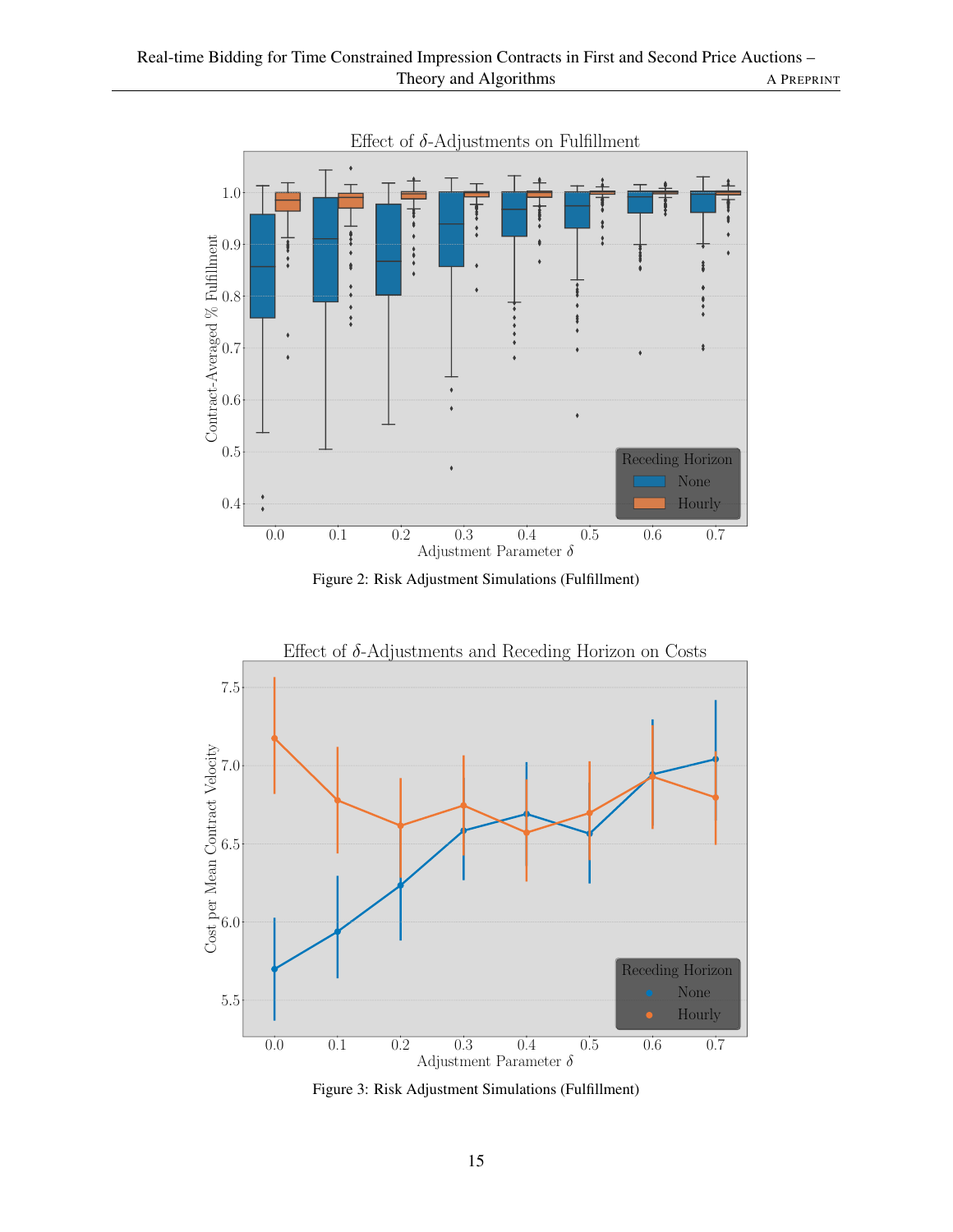Figure 2: Risk Adjustment Simulations (Fulfillment)

Figure 3: Risk Adjustment Simulations (Fulfillment)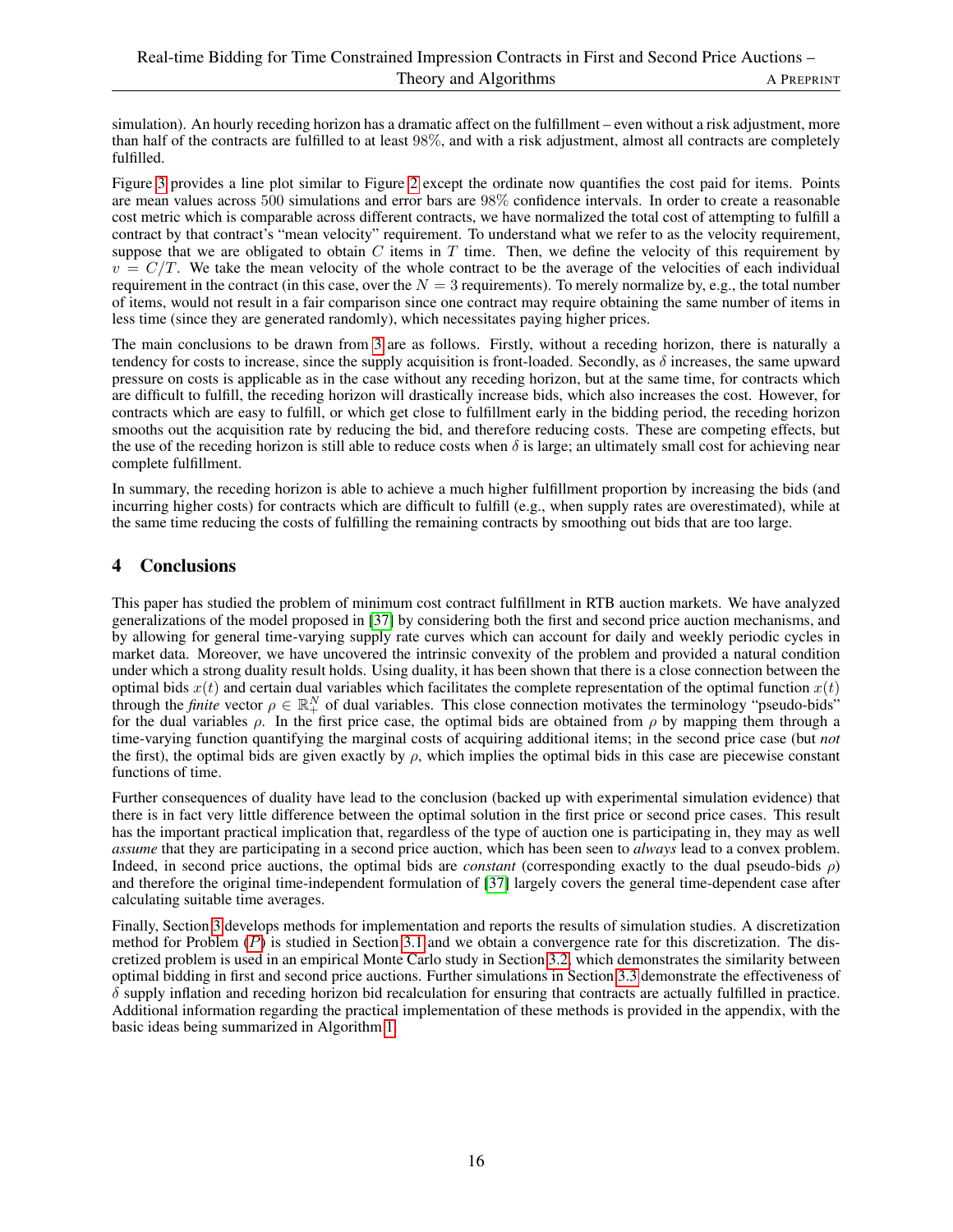simulation). An hourly receding horizon has a dramatic affect on the fulfillment – even without a risk adjustment, more than half of the contracts are fulfilled to at least $98\%$, and with a risk adjustment, almost all contracts are completely fulfilled.

Figure 3 provides a line plot similar to Figure 2 except the ordinate now quantifies the cost paid for items. Points are mean values across 500 simulations and error bars are $98\%$ confidence intervals. In order to create a reasonable cost metric which is comparable across different contracts, we have normalized the total cost of attempting to fulfill a contract by that contract's "mean velocity" requirement. To understand what we refer to as the velocity requirement, suppose that we are obligated to obtain $C$ items in $T$ time. Then, we define the velocity of this requirement by $v = C/T$. We take the mean velocity of the whole contract to be the average of the velocities of each individual requirement in the contract (in this case, over the $N = 3$ requirements). To merely normalize by, e.g., the total number of items, would not result in a fair comparison since one contract may require obtaining the same number of items in less time (since they are generated randomly), which necessitates paying higher prices.

The main conclusions to be drawn from 3 are as follows. Firstly, without a receding horizon, there is naturally a tendency for costs to increase, since the supply acquisition is front-loaded. Secondly, as $\delta$ increases, the same upward pressure on costs is applicable as in the case without any receding horizon, but at the same time, for contracts which are difficult to fulfill, the receding horizon will drastically increase bids, which also increases the cost. However, for contracts which are easy to fulfill, or which get close to fulfillment early in the bidding period, the receding horizon smooths out the acquisition rate by reducing the bid, and therefore reducing costs. These are competing effects, but the use of the receding horizon is still able to reduce costs when $\delta$ is large; an ultimately small cost for achieving near complete fulfillment.

In summary, the receding horizon is able to achieve a much higher fulfillment proportion by increasing the bids (and incurring higher costs) for contracts which are difficult to fulfill (e.g., when supply rates are overestimated), while at the same time reducing the costs of fulfilling the remaining contracts by smoothing out bids that are too large.

# 4 Conclusions

This paper has studied the problem of minimum cost contract fulfillment in RTB auction markets. We have analyzed generalizations of the model proposed in [37] by considering both the first and second price auction mechanisms, and by allowing for general time-varying supply rate curves which can account for daily and weekly periodic cycles in market data. Moreover, we have uncovered the intrinsic convexity of the problem and provided a natural condition under which a strong duality result holds. Using duality, it has been shown that there is a close connection between the optimal bids $x(t)$ and certain dual variables which facilitates the complete representation of the optimal function $x(t)$ through the *finite* vector $\rho \in \mathbb{R}_+^N$ of dual variables. This close connection motivates the terminology "pseudo-bids" for the dual variables $\rho$. In the first price case, the optimal bids are obtained from $\rho$ by mapping them through a time-varying function quantifying the marginal costs of acquiring additional items; in the second price case (but *not* the first), the optimal bids are given exactly by $\rho$, which implies the optimal bids in this case are piecewise constant functions of time.

Further consequences of duality have lead to the conclusion (backed up with experimental simulation evidence) that there is in fact very little difference between the optimal solution in the first price or second price cases. This result has the important practical implication that, regardless of the type of auction one is participating in, they may as well *assume* that they are participating in a second price auction, which has been seen to *always* lead to a convex problem. Indeed, in second price auctions, the optimal bids are *constant* (corresponding exactly to the dual pseudo-bids $\rho$) and therefore the original time-independent formulation of [37] largely covers the general time-dependent case after calculating suitable time averages.

Finally, Section 3 develops methods for implementation and reports the results of simulation studies. A discretization method for Problem ($P$) is studied in Section 3.1 and we obtain a convergence rate for this discretization. The discretized problem is used in an empirical Monte Carlo study in Section 3.2, which demonstrates the similarity between optimal bidding in first and second price auctions. Further simulations in Section 3.3 demonstrate the effectiveness of $\delta$ supply inflation and receding horizon bid recalculation for ensuring that contracts are actually fulfilled in practice. Additional information regarding the practical implementation of these methods is provided in the appendix, with the basic ideas being summarized in Algorithm 1.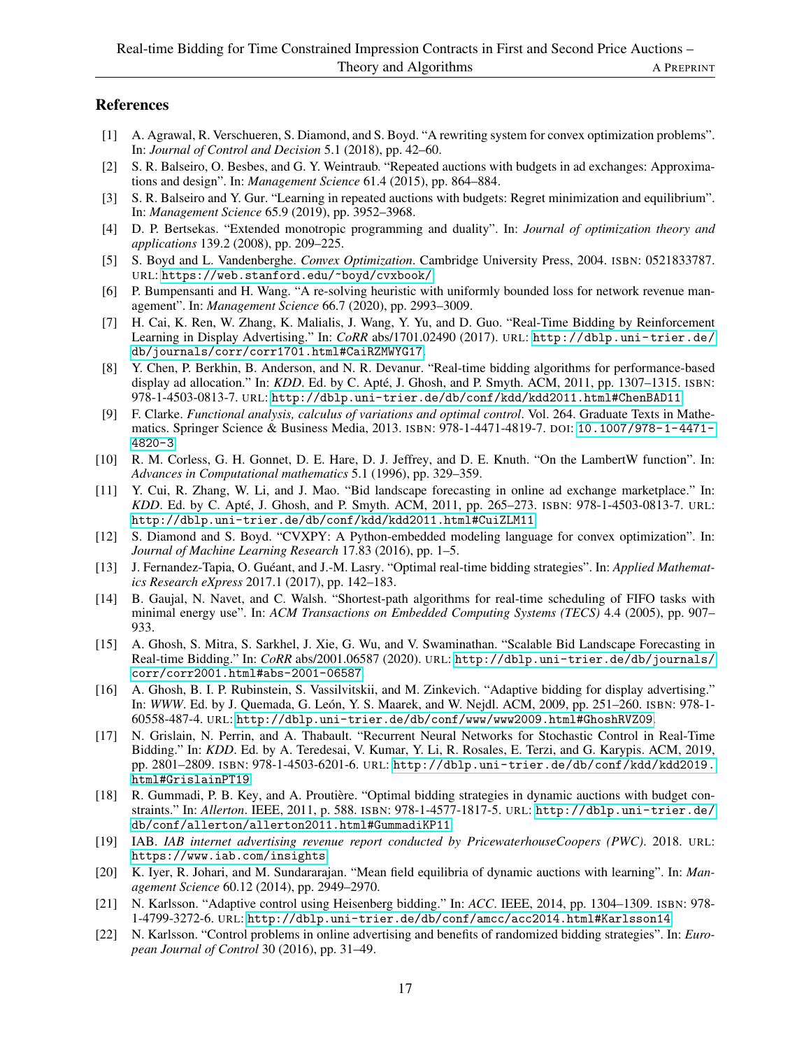## References

[1] A. Agrawal, R. Verschueren, S. Diamond, and S. Boyd. "A rewriting system for convex optimization problems". In: *Journal of Control and Decision* 5.1 (2018), pp. 42–60.

[2] S. R. Balseiro, O. Besbes, and G. Y. Weintraub. "Repeated auctions with budgets in ad exchanges: Approximations and design". In: *Management Science* 61.4 (2015), pp. 864–884.

[3] S. R. Balseiro and Y. Gur. "Learning in repeated auctions with budgets: Regret minimization and equilibrium". In: *Management Science* 65.9 (2019), pp. 3952–3968.

[4] D. P. Bertsekas. "Extended monotropic programming and duality". In: *Journal of optimization theory and applications* 139.2 (2008), pp. 209–225.

[5] S. Boyd and L. Vandenberghe. *Convex Optimization*. Cambridge University Press, 2004. ISBN: 0521833787. URL: https://web.stanford.edu/~boyd/cvxbook/.

[6] P. Bumpensanti and H. Wang. "A re-solving heuristic with uniformly bounded loss for network revenue management". In: *Management Science* 66.7 (2020), pp. 2993–3009.

[7] H. Cai, K. Ren, W. Zhang, K. Malialis, J. Wang, Y. Yu, and D. Guo. "Real-Time Bidding by Reinforcement Learning in Display Advertising." In: *CoRR* abs/1701.02490 (2017). URL: http://dblp.uni-trier.de/db/journals/corr/corr1701.html#CaiRZMWYG17.

[8] Y. Chen, P. Berkhin, B. Anderson, and N. R. Devanur. "Real-time bidding algorithms for performance-based display ad allocation." In: *KDD*. Ed. by C. Apté, J. Ghosh, and P. Smyth. ACM, 2011, pp. 1307–1315. ISBN: 978-1-4503-0813-7. URL: http://dblp.uni-trier.de/db/conf/kdd/kdd2011.html#ChenBAD11.

[9] F. Clarke. *Functional analysis, calculus of variations and optimal control*. Vol. 264. Graduate Texts in Mathematics. Springer Science & Business Media, 2013. ISBN: 978-1-4471-4819-7. DOI: 10.1007/978-1-4471-4820-3.

[10] R. M. Corless, G. H. Gonnet, D. E. Hare, D. J. Jeffrey, and D. E. Knuth. "On the LambertW function". In: *Advances in Computational mathematics* 5.1 (1996), pp. 329–359.

[11] Y. Cui, R. Zhang, W. Li, and J. Mao. "Bid landscape forecasting in online ad exchange marketplace." In: *KDD*. Ed. by C. Apté, J. Ghosh, and P. Smyth. ACM, 2011, pp. 265–273. ISBN: 978-1-4503-0813-7. URL: http://dblp.uni-trier.de/db/conf/kdd/kdd2011.html#CuiZLM11.

[12] S. Diamond and S. Boyd. "CVXPY: A Python-embedded modeling language for convex optimization". In: *Journal of Machine Learning Research* 17.83 (2016), pp. 1–5.

[13] J. Fernandez-Tapia, O. Guéant, and J.-M. Lasry. "Optimal real-time bidding strategies". In: *Applied Mathematics Research eXpress* 2017.1 (2017), pp. 142–183.

[14] B. Gaujal, N. Navet, and C. Walsh. "Shortest-path algorithms for real-time scheduling of FIFO tasks with minimal energy use". In: *ACM Transactions on Embedded Computing Systems (TECS)* 4.4 (2005), pp. 907–933.

[15] A. Ghosh, S. Mitra, S. Sarkhel, J. Xie, G. Wu, and V. Swaminathan. "Scalable Bid Landscape Forecasting in Real-time Bidding." In: *CoRR* abs/2001.06587 (2020). URL: http://dblp.uni-trier.de/db/journals/corr/corr2001.html#abs-2001-06587.

[16] A. Ghosh, B. I. P. Rubinstein, S. Vassilvitskii, and M. Zinkevich. "Adaptive bidding for display advertising." In: *WWW*. Ed. by J. Quemada, G. León, Y. S. Maarek, and W. Nejdl. ACM, 2009, pp. 251–260. ISBN: 978-1-60558-487-4. URL: http://dblp.uni-trier.de/db/conf/www/www2009.html#GhoshRVZ09.

[17] N. Grislain, N. Perrin, and A. Thabault. "Recurrent Neural Networks for Stochastic Control in Real-Time Bidding." In: *KDD*. Ed. by A. Teredesai, V. Kumar, Y. Li, R. Rosales, E. Terzi, and G. Karypis. ACM, 2019, pp. 2801–2809. ISBN: 978-1-4503-6201-6. URL: http://dblp.uni-trier.de/db/conf/kdd/kdd2019.html#GrislainPT19.

[18] R. Gummadi, P. B. Key, and A. Proutière. "Optimal bidding strategies in dynamic auctions with budget constraints." In: *Allerton*. IEEE, 2011, p. 588. ISBN: 978-1-4577-1817-5. URL: http://dblp.uni-trier.de/db/conf/allerton/allerton2011.html#GummadiKP11.

[19] IAB. *IAB internet advertising revenue report conducted by PricewaterhouseCoopers (PWC)*. 2018. URL: https://www.iab.com/insights.

[20] K. Iyer, R. Johari, and M. Sundararajan. "Mean field equilibria of dynamic auctions with learning". In: *Management Science* 60.12 (2014), pp. 2949–2970.

[21] N. Karlsson. "Adaptive control using Heisenberg bidding." In: *ACC*. IEEE, 2014, pp. 1304–1309. ISBN: 978-1-4799-3272-6. URL: http://dblp.uni-trier.de/db/conf/amcc/acc2014.html#Karlsson14.

[22] N. Karlsson. "Control problems in online advertising and benefits of randomized bidding strategies". In: *European Journal of Control* 30 (2016), pp. 31–49.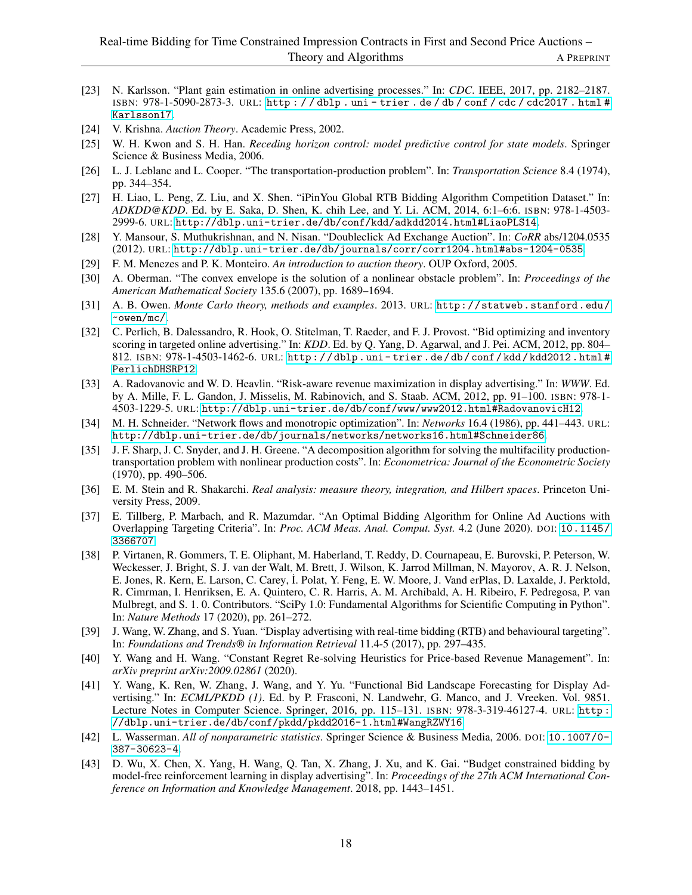- [23] N. Karlsson. "Plant gain estimation in online advertising processes." In: *CDC*. IEEE, 2017, pp. 2182–2187. ISBN: 978-1-5090-2873-3. URL: http://dblp.uni-trier.de/db/conf/cdc/cdc2017.html#Karlsson17.
- [24] V. Krishna. *Auction Theory*. Academic Press, 2002.
- [25] W. H. Kwon and S. H. Han. *Receding horizon control: model predictive control for state models*. Springer Science & Business Media, 2006.
- [26] L. J. Leblanc and L. Cooper. "The transportation-production problem". In: *Transportation Science* 8.4 (1974), pp. 344–354.
- [27] H. Liao, L. Peng, Z. Liu, and X. Shen. "iPinYou Global RTB Bidding Algorithm Competition Dataset." In: *ADKDD@KDD*. Ed. by E. Saka, D. Shen, K. chih Lee, and Y. Li. ACM, 2014, 6:1–6:6. ISBN: 978-1-4503-2999-6. URL: http://dblp.uni-trier.de/db/conf/kdd/adkdd2014.html#LiaoPLS14.
- [28] Y. Mansour, S. Muthukrishnan, and N. Nisan. "Doubleclick Ad Exchange Auction". In: *CoRR* abs/1204.0535 (2012). URL: http://dblp.uni-trier.de/db/journals/corr/corr1204.html#abs-1204-0535.
- [29] F. M. Menezes and P. K. Monteiro. *An introduction to auction theory*. OUP Oxford, 2005.
- [30] A. Oberman. "The convex envelope is the solution of a nonlinear obstacle problem". In: *Proceedings of the American Mathematical Society* 135.6 (2007), pp. 1689–1694.
- [31] A. B. Owen. *Monte Carlo theory, methods and examples*. 2013. URL: http://statweb.stanford.edu/~owen/mc/.
- [32] C. Perlich, B. Dalessandro, R. Hook, O. Stitelman, T. Raeder, and F. J. Provost. "Bid optimizing and inventory scoring in targeted online advertising." In: *KDD*. Ed. by Q. Yang, D. Agarwal, and J. Pei. ACM, 2012, pp. 804–812. ISBN: 978-1-4503-1462-6. URL: http://dblp.uni-trier.de/db/conf/kdd/kdd2012.html#PerlichDHSRP12.
- [33] A. Radovanovic and W. D. Heavlin. "Risk-aware revenue maximization in display advertising." In: *WWW*. Ed. by A. Mille, F. L. Gandon, J. Misselis, M. Rabinovich, and S. Staab. ACM, 2012, pp. 91–100. ISBN: 978-1-4503-1229-5. URL: http://dblp.uni-trier.de/db/conf/www/www2012.html#RadovanovicH12.
- [34] M. H. Schneider. "Network flows and monotropic optimization". In: *Networks* 16.4 (1986), pp. 441–443. URL: http://dblp.uni-trier.de/db/journals/networks/networks16.html#Schneider86.
- [35] J. F. Sharp, J. C. Snyder, and J. H. Greene. "A decomposition algorithm for solving the multifacility production-transportation problem with nonlinear production costs". In: *Econometrica: Journal of the Econometric Society* (1970), pp. 490–506.
- [36] E. M. Stein and R. Shakarchi. *Real analysis: measure theory, integration, and Hilbert spaces*. Princeton University Press, 2009.
- [37] E. Tillberg, P. Marbach, and R. Mazumdar. "An Optimal Bidding Algorithm for Online Ad Auctions with Overlapping Targeting Criteria". In: *Proc. ACM Meas. Anal. Comput. Syst.* 4.2 (June 2020). DOI: 10.1145/3366707.
- [38] P. Virtanen, R. Gommers, T. E. Oliphant, M. Haberland, T. Reddy, D. Cournapeau, E. Burovski, P. Peterson, W. Weckesser, J. Bright, S. J. van der Walt, M. Brett, J. Wilson, K. Jarrod Millman, N. Mayorov, A. R. J. Nelson, E. Jones, R. Kern, E. Larson, C. Carey, İ. Polat, Y. Feng, E. W. Moore, J. Vand erPlas, D. Laxalde, J. Perktold, R. Cimrman, I. Henriksen, E. A. Quintero, C. R. Harris, A. M. Archibald, A. H. Ribeiro, F. Pedregosa, P. van Mulbregt, and S. 1. 0. Contributors. "SciPy 1.0: Fundamental Algorithms for Scientific Computing in Python". In: *Nature Methods* 17 (2020), pp. 261–272.
- [39] J. Wang, W. Zhang, and S. Yuan. "Display advertising with real-time bidding (RTB) and behavioural targeting". In: *Foundations and Trends® in Information Retrieval* 11.4-5 (2017), pp. 297–435.
- [40] Y. Wang and H. Wang. "Constant Regret Re-solving Heuristics for Price-based Revenue Management". In: *arXiv preprint arXiv:2009.02861* (2020).
- [41] Y. Wang, K. Ren, W. Zhang, J. Wang, and Y. Yu. "Functional Bid Landscape Forecasting for Display Advertising." In: *ECML/PKDD (1)*. Ed. by P. Frasconi, N. Landwehr, G. Manco, and J. Vreeken. Vol. 9851. Lecture Notes in Computer Science. Springer, 2016, pp. 115–131. ISBN: 978-3-319-46127-4. URL: http://dblp.uni-trier.de/db/conf/pkdd/pkdd2016-1.html#WangRZWY16.
- [42] L. Wasserman. *All of nonparametric statistics*. Springer Science & Business Media, 2006. DOI: 10.1007/0-387-30623-4.
- [43] D. Wu, X. Chen, X. Yang, H. Wang, Q. Tan, X. Zhang, J. Xu, and K. Gai. "Budget constrained bidding by model-free reinforcement learning in display advertising". In: *Proceedings of the 27th ACM International Conference on Information and Knowledge Management*. 2018, pp. 1443–1451.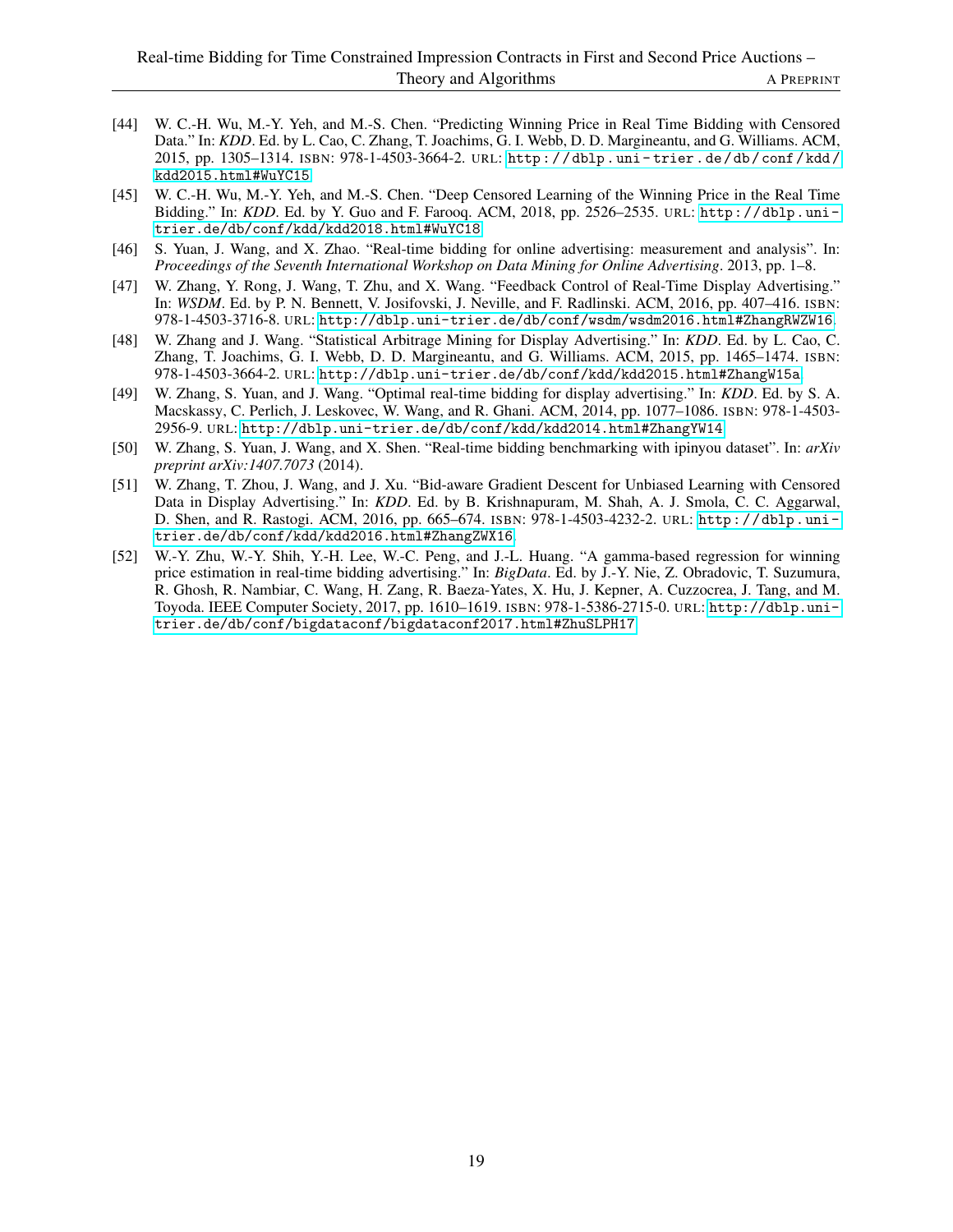[44] W. C.-H. Wu, M.-Y. Yeh, and M.-S. Chen. "Predicting Winning Price in Real Time Bidding with Censored Data." In: *KDD*. Ed. by L. Cao, C. Zhang, T. Joachims, G. I. Webb, D. D. Margineantu, and G. Williams. ACM, 2015, pp. 1305–1314. ISBN: 978-1-4503-3664-2. URL: http://dblp.uni-trier.de/db/conf/kdd/kdd2015.html#WuYC15.

[45] W. C.-H. Wu, M.-Y. Yeh, and M.-S. Chen. "Deep Censored Learning of the Winning Price in the Real Time Bidding." In: *KDD*. Ed. by Y. Guo and F. Farooq. ACM, 2018, pp. 2526–2535. URL: http://dblp.uni-trier.de/db/conf/kdd/kdd2018.html#WuYC18.

[46] S. Yuan, J. Wang, and X. Zhao. "Real-time bidding for online advertising: measurement and analysis". In: *Proceedings of the Seventh International Workshop on Data Mining for Online Advertising*. 2013, pp. 1–8.

[47] W. Zhang, Y. Rong, J. Wang, T. Zhu, and X. Wang. "Feedback Control of Real-Time Display Advertising." In: *WSDM*. Ed. by P. N. Bennett, V. Josifovski, J. Neville, and F. Radlinski. ACM, 2016, pp. 407–416. ISBN: 978-1-4503-3716-8. URL: http://dblp.uni-trier.de/db/conf/wsdm/wsdm2016.html#ZhangRWZW16.

[48] W. Zhang and J. Wang. "Statistical Arbitrage Mining for Display Advertising." In: *KDD*. Ed. by L. Cao, C. Zhang, T. Joachims, G. I. Webb, D. D. Margineantu, and G. Williams. ACM, 2015, pp. 1465–1474. ISBN: 978-1-4503-3664-2. URL: http://dblp.uni-trier.de/db/conf/kdd/kdd2015.html#ZhangW15a.

[49] W. Zhang, S. Yuan, and J. Wang. "Optimal real-time bidding for display advertising." In: *KDD*. Ed. by S. A. Macskassy, C. Perlich, J. Leskovec, W. Wang, and R. Ghani. ACM, 2014, pp. 1077–1086. ISBN: 978-1-4503-2956-9. URL: http://dblp.uni-trier.de/db/conf/kdd/kdd2014.html#ZhangYW14.

[50] W. Zhang, S. Yuan, J. Wang, and X. Shen. "Real-time bidding benchmarking with ipinyou dataset". In: *arXiv preprint arXiv:1407.7073* (2014).

[51] W. Zhang, T. Zhou, J. Wang, and J. Xu. "Bid-aware Gradient Descent for Unbiased Learning with Censored Data in Display Advertising." In: *KDD*. Ed. by B. Krishnapuram, M. Shah, A. J. Smola, C. C. Aggarwal, D. Shen, and R. Rastogi. ACM, 2016, pp. 665–674. ISBN: 978-1-4503-4232-2. URL: http://dblp.uni-trier.de/db/conf/kdd/kdd2016.html#ZhangZWX16.

[52] W.-Y. Zhu, W.-Y. Shih, Y.-H. Lee, W.-C. Peng, and J.-L. Huang. "A gamma-based regression for winning price estimation in real-time bidding advertising." In: *BigData*. Ed. by J.-Y. Nie, Z. Obradovic, T. Suzumura, R. Ghosh, R. Nambiar, C. Wang, H. Zang, R. Baeza-Yates, X. Hu, J. Kepner, A. Cuzzocrea, J. Tang, and M. Toyoda. IEEE Computer Society, 2017, pp. 1610–1619. ISBN: 978-1-5386-2715-0. URL: http://dblp.uni-trier.de/db/conf/bigdataconf/bigdataconf2017.html#ZhuSLPH17.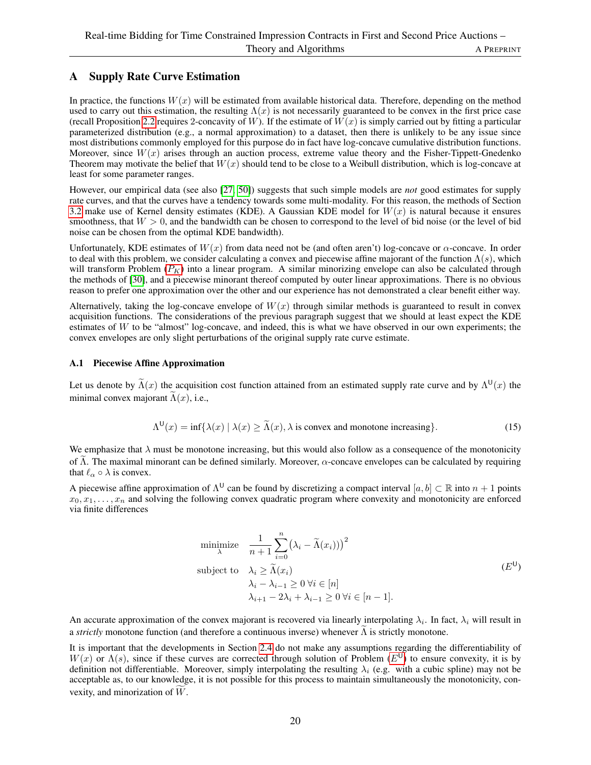# A Supply Rate Curve Estimation

In practice, the functions $W(x)$ will be estimated from available historical data. Therefore, depending on the method used to carry out this estimation, the resulting $\Lambda(x)$ is not necessarily guaranteed to be convex in the first price case (recall Proposition 2.2 requires 2-concavity of $W$). If the estimate of $W(x)$ is simply carried out by fitting a particular parameterized distribution (e.g., a normal approximation) to a dataset, then there is unlikely to be any issue since most distributions commonly employed for this purpose do in fact have log-concave cumulative distribution functions. Moreover, since $W(x)$ arises through an auction process, extreme value theory and the Fisher-Tippett-Gnedenko Theorem may motivate the belief that $W(x)$ should tend to be close to a Weibull distribution, which is log-concave at least for some parameter ranges.

However, our empirical data (see also [27, 50]) suggests that such simple models are *not* good estimates for supply rate curves, and that the curves have a tendency towards some multi-modality. For this reason, the methods of Section 3.2 make use of Kernel density estimates (KDE). A Gaussian KDE model for $W(x)$ is natural because it ensures smoothness, that $W > 0$, and the bandwidth can be chosen to correspond to the level of bid noise (or the level of bid noise can be chosen from the optimal KDE bandwidth).

Unfortunately, KDE estimates of $W(x)$ from data need not be (and often aren't) log-concave or $\alpha$-concave. In order to deal with this problem, we consider calculating a convex and piecewise affine majorant of the function $\Lambda(s)$, which will transform Problem ($P_K$) into a linear program. A similar minorizing envelope can also be calculated through the methods of [30], and a piecewise minorant thereof computed by outer linear approximations. There is no obvious reason to prefer one approximation over the other and our experience has not demonstrated a clear benefit either way.

Alternatively, taking the log-concave envelope of $W(x)$ through similar methods is guaranteed to result in convex acquisition functions. The considerations of the previous paragraph suggest that we should at least expect the KDE estimates of $W$ to be "almost" log-concave, and indeed, this is what we have observed in our own experiments; the convex envelopes are only slight perturbations of the original supply rate curve estimate.

## A.1 Piecewise Affine Approximation

Let us denote by $\widetilde{\Lambda}(x)$ the acquisition cost function attained from an estimated supply rate curve and by $\Lambda^{\mathsf{U}}(x)$ the minimal convex majorant $\widetilde{\Lambda}(x)$, i.e.,

$$\Lambda^{\mathsf{U}}(x) = \inf\{\lambda(x) \mid \lambda(x) \geq \widetilde{\Lambda}(x), \lambda \text{ is convex and monotone increasing}\}. \tag{15}$$

We emphasize that $\lambda$ must be monotone increasing, but this would also follow as a consequence of the monotonicity of $\widetilde{\Lambda}$. The maximal minorant can be defined similarly. Moreover, $\alpha$-concave envelopes can be calculated by requiring that $\ell_\alpha \circ \lambda$ is convex.

A piecewise affine approximation of $\Lambda^{\mathsf{U}}$ can be found by discretizing a compact interval $[a, b] \subset \mathbb{R}$ into $n+1$ points $x_0, x_1, \ldots, x_n$ and solving the following convex quadratic program where convexity and monotonicity are enforced via finite differences

$$\begin{aligned}
\underset{\lambda}{\text{minimize}} \quad & \frac{1}{n+1}\sum_{i=0}^{n}\big(\lambda_i - \widetilde{\Lambda}(x_i)\big)\big)^2 \\
\text{subject to} \quad & \lambda_i \geq \widetilde{\Lambda}(x_i) \\
& \lambda_i - \lambda_{i-1} \geq 0 \; \forall i \in [n] \\
& \lambda_{i+1} - 2\lambda_i + \lambda_{i-1} \geq 0 \; \forall i \in [n-1].
\end{aligned} \tag{$E^{\mathsf{U}}$}$$

An accurate approximation of the convex majorant is recovered via linearly interpolating $\lambda_i$. In fact, $\lambda_i$ will result in a *strictly* monotone function (and therefore a continuous inverse) whenever $\widetilde{\Lambda}$ is strictly monotone.

It is important that the developments in Section 2.4 do not make any assumptions regarding the differentiability of $W(x)$ or $\Lambda(s)$, since if these curves are corrected through solution of Problem ($E^{\mathsf{U}}$) to ensure convexity, it is by definition not differentiable. Moreover, simply interpolating the resulting $\lambda_i$ (e.g. with a cubic spline) may not be acceptable as, to our knowledge, it is not possible for this process to maintain simultaneously the monotonicity, convexity, and minorization of $\widetilde{W}$.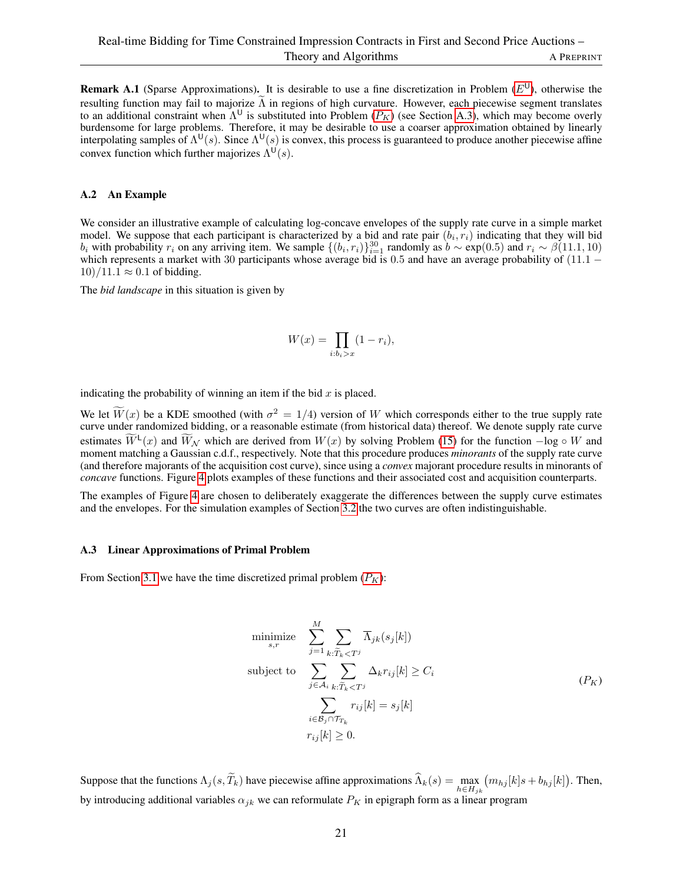**Remark A.1** (Sparse Approximations)**.** It is desirable to use a fine discretization in Problem ($E^{\mathsf{U}}$), otherwise the resulting function may fail to majorize $\widetilde{\Lambda}$ in regions of high curvature. However, each piecewise segment translates to an additional constraint when $\Lambda^{\mathsf{U}}$ is substituted into Problem ($P_K$) (see Section A.3), which may become overly burdensome for large problems. Therefore, it may be desirable to use a coarser approximation obtained by linearly interpolating samples of $\Lambda^{\mathsf{U}}(s)$. Since $\Lambda^{\mathsf{U}}(s)$ is convex, this process is guaranteed to produce another piecewise affine convex function which further majorizes $\Lambda^{\mathsf{U}}(s)$.

### A.2 An Example

We consider an illustrative example of calculating log-concave envelopes of the supply rate curve in a simple market model. We suppose that each participant is characterized by a bid and rate pair $(b_i, r_i)$ indicating that they will bid $b_i$ with probability $r_i$ on any arriving item. We sample $\{(b_i, r_i)\}_{i=1}^{30}$ randomly as $b \sim \exp(0.5)$ and $r_i \sim \beta(11.1, 10)$ which represents a market with 30 participants whose average bid is 0.5 and have an average probability of $(11.1 - 10)/11.1 \approx 0.1$ of bidding.

The *bid landscape* in this situation is given by

$$
W(x) = \prod_{i : b_i > x} (1 - r_i),
$$

indicating the probability of winning an item if the bid $x$ is placed.

We let $\widetilde{W}(x)$ be a KDE smoothed (with $\sigma^2 = 1/4$) version of $W$ which corresponds either to the true supply rate curve under randomized bidding, or a reasonable estimate (from historical data) thereof. We denote supply rate curve estimates $\widetilde{W}^{\mathsf{L}}(x)$ and $\widetilde{W}_{\mathcal{N}}$ which are derived from $W(x)$ by solving Problem (15) for the function $-\log \circ W$ and moment matching a Gaussian c.d.f., respectively. Note that this procedure produces *minorants* of the supply rate curve (and therefore majorants of the acquisition cost curve), since using a *convex* majorant procedure results in minorants of *concave* functions. Figure 4 plots examples of these functions and their associated cost and acquisition counterparts.

The examples of Figure 4 are chosen to deliberately exaggerate the differences between the supply curve estimates and the envelopes. For the simulation examples of Section 3.2 the two curves are often indistinguishable.

### A.3 Linear Approximations of Primal Problem

From Section 3.1 we have the time discretized primal problem ($P_K$):

$$
\begin{aligned}
\underset{s,r}{\text{minimize}} \quad & \sum_{j=1}^{M} \sum_{k : \widetilde{T}_k < T^j} \overline{\Lambda}_{jk}(s_j[k]) \\
\text{subject to} \quad & \sum_{j \in \mathcal{A}_i} \sum_{k : \widetilde{T}_k < T^j} \Delta_k r_{ij}[k] \geq C_i \\
& \sum_{i \in \mathcal{B}_j \cap \mathcal{T}_{T_k}} r_{ij}[k] = s_j[k] \\
& r_{ij}[k] \geq 0.
\end{aligned}
\tag{$P_K$}
$$

Suppose that the functions $\Lambda_j(s, \widetilde{T}_k)$ have piecewise affine approximations $\widehat{\Lambda}_k(s) = \max_{h \in H_{jk}} \big(m_{hj}[k]s + b_{hj}[k]\big)$. Then, by introducing additional variables $\alpha_{jk}$ we can reformulate $P_K$ in epigraph form as a linear program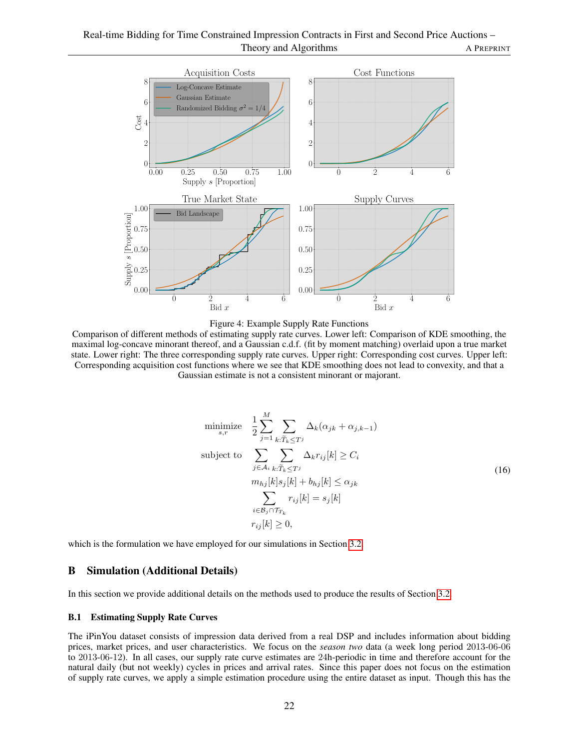Figure 4: Example Supply Rate Functions
Comparison of different methods of estimating supply rate curves. Lower left: Comparison of KDE smoothing, the maximal log-concave minorant thereof, and a Gaussian c.d.f. (fit by moment matching) overlaid upon a true market state. Lower right: The three corresponding supply rate curves. Upper right: Corresponding cost curves. Upper left: Corresponding acquisition cost functions where we see that KDE smoothing does not lead to convexity, and that a Gaussian estimate is not a consistent minorant or majorant.

$$
\begin{aligned}
\underset{s,r}{\text{minimize}} \quad & \frac{1}{2}\sum_{j=1}^{M}\sum_{k:\widetilde{T}_k \leq T^j} \Delta_k(\alpha_{jk} + \alpha_{j,k-1}) \\
\text{subject to} \quad & \sum_{j\in\mathcal{A}_i}\sum_{k:\widetilde{T}_k \leq T^j} \Delta_k r_{ij}[k] \geq C_i \\
& m_{hj}[k]s_j[k] + b_{hj}[k] \leq \alpha_{jk} \\
& \sum_{i\in\mathcal{B}_j\cap\mathcal{T}_{T_k}} r_{ij}[k] = s_j[k] \\
& r_{ij}[k] \geq 0,
\end{aligned}
\tag{16}
$$

which is the formulation we have employed for our simulations in Section 3.2.

## B Simulation (Additional Details)

In this section we provide additional details on the methods used to produce the results of Section 3.2.

### B.1 Estimating Supply Rate Curves

The iPinYou dataset consists of impression data derived from a real DSP and includes information about bidding prices, market prices, and user characteristics. We focus on the *season two* data (a week long period 2013-06-06 to 2013-06-12). In all cases, our supply rate curve estimates are 24h-periodic in time and therefore account for the natural daily (but not weekly) cycles in prices and arrival rates. Since this paper does not focus on the estimation of supply rate curves, we apply a simple estimation procedure using the entire dataset as input. Though this has the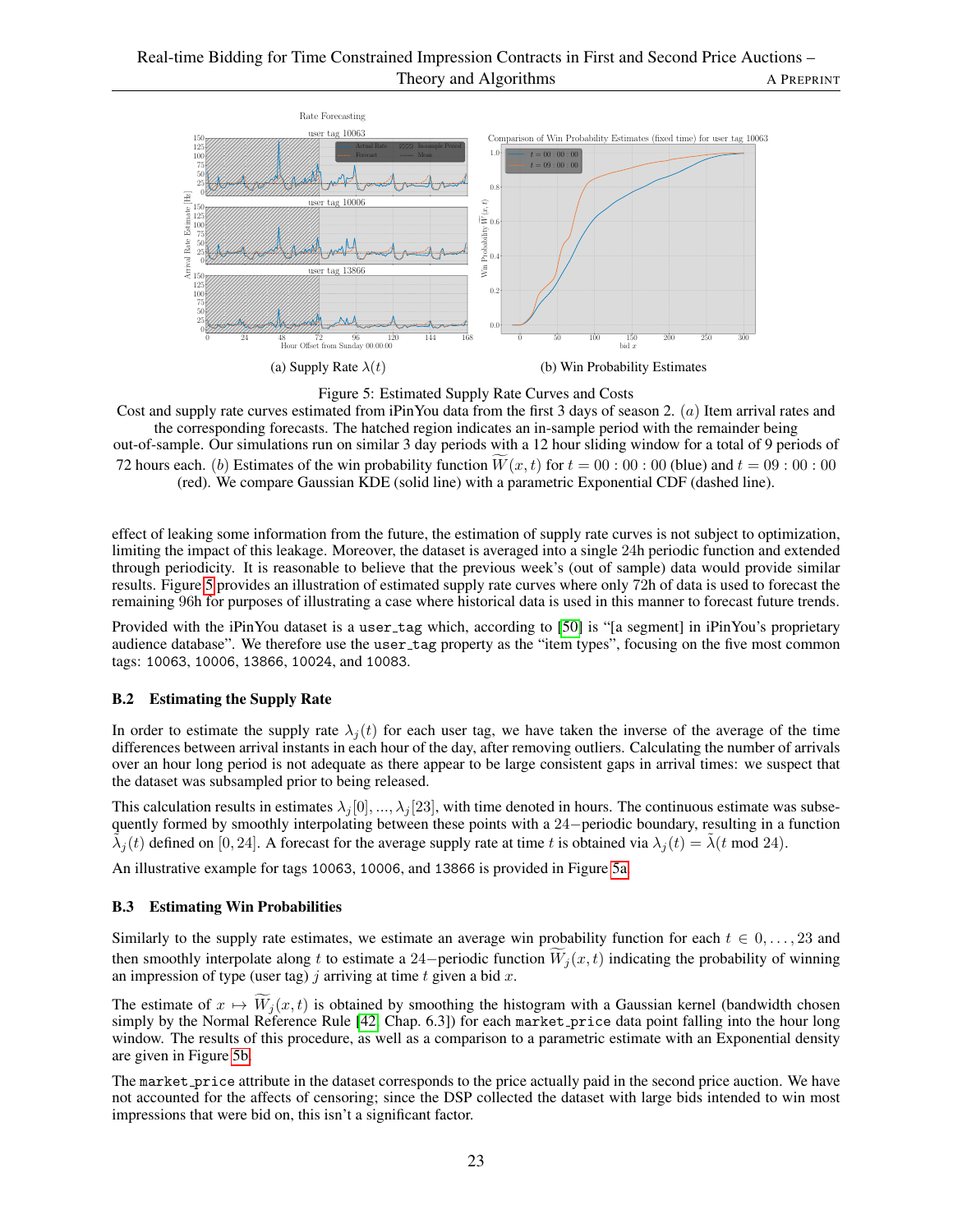(a) Supply Rate $\lambda(t)$

(b) Win Probability Estimates

Figure 5: Estimated Supply Rate Curves and Costs

Cost and supply rate curves estimated from iPinYou data from the first 3 days of season 2. $(a)$ Item arrival rates and the corresponding forecasts. The hatched region indicates an in-sample period with the remainder being out-of-sample. Our simulations run on similar 3 day periods with a 12 hour sliding window for a total of 9 periods of 72 hours each. $(b)$ Estimates of the win probability function $\widetilde{W}(x, t)$ for $t = 00:00:00$ (blue) and $t = 09:00:00$ (red). We compare Gaussian KDE (solid line) with a parametric Exponential CDF (dashed line).

effect of leaking some information from the future, the estimation of supply rate curves is not subject to optimization, limiting the impact of this leakage. Moreover, the dataset is averaged into a single 24h periodic function and extended through periodicity. It is reasonable to believe that the previous week's (out of sample) data would provide similar results. Figure 5 provides an illustration of estimated supply rate curves where only 72h of data is used to forecast the remaining 96h for purposes of illustrating a case where historical data is used in this manner to forecast future trends.

Provided with the iPinYou dataset is a `user_tag` which, according to [50] is "[a segment] in iPinYou's proprietary audience database". We therefore use the `user_tag` property as the "item types", focusing on the five most common tags: `10063`, `10006`, `13866`, `10024`, and `10083`.

### B.2 Estimating the Supply Rate

In order to estimate the supply rate $\lambda_j(t)$ for each user tag, we have taken the inverse of the average of the time differences between arrival instants in each hour of the day, after removing outliers. Calculating the number of arrivals over an hour long period is not adequate as there appear to be large consistent gaps in arrival times: we suspect that the dataset was subsampled prior to being released.

This calculation results in estimates $\lambda_j[0], ..., \lambda_j[23]$, with time denoted in hours. The continuous estimate was subsequently formed by smoothly interpolating between these points with a $24-$periodic boundary, resulting in a function $\tilde{\lambda}_j(t)$ defined on $[0, 24]$. A forecast for the average supply rate at time $t$ is obtained via $\lambda_j(t) = \tilde{\lambda}(t \bmod 24)$.

An illustrative example for tags `10063`, `10006`, and `13866` is provided in Figure 5a.

### B.3 Estimating Win Probabilities

Similarly to the supply rate estimates, we estimate an average win probability function for each $t \in 0, \ldots, 23$ and then smoothly interpolate along $t$ to estimate a $24-$periodic function $\widetilde{W}_j(x, t)$ indicating the probability of winning an impression of type (user tag) $j$ arriving at time $t$ given a bid $x$.

The estimate of $x \mapsto \widetilde{W}_j(x, t)$ is obtained by smoothing the histogram with a Gaussian kernel (bandwidth chosen simply by the Normal Reference Rule [42, Chap. 6.3]) for each `market_price` data point falling into the hour long window. The results of this procedure, as well as a comparison to a parametric estimate with an Exponential density are given in Figure 5b.

The `market_price` attribute in the dataset corresponds to the price actually paid in the second price auction. We have not accounted for the affects of censoring; since the DSP collected the dataset with large bids intended to win most impressions that were bid on, this isn't a significant factor.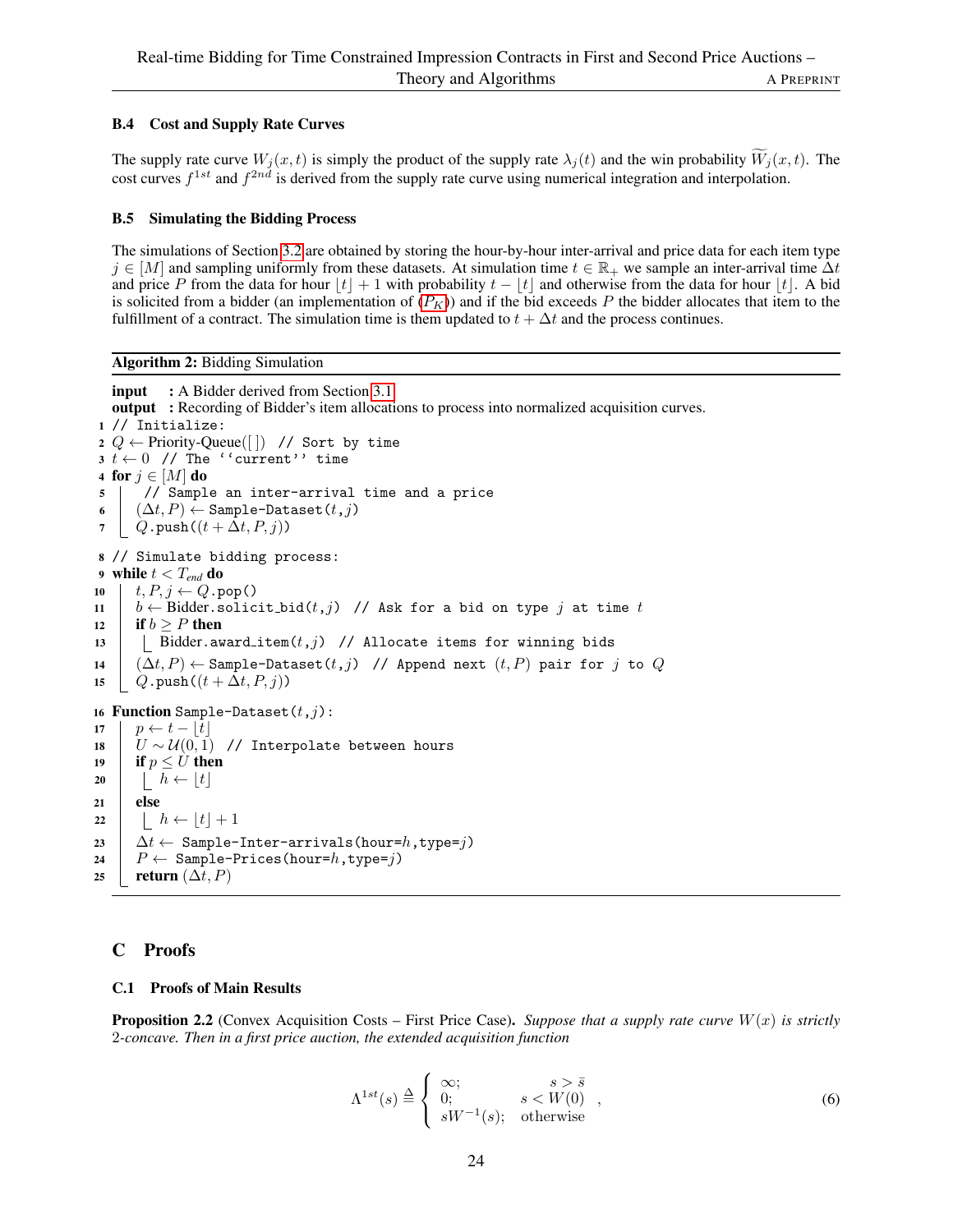### B.4 Cost and Supply Rate Curves

The supply rate curve $W_j(x,t)$ is simply the product of the supply rate $\lambda_j(t)$ and the win probability $\widetilde{W}_j(x,t)$. The cost curves $f^{1st}$ and $f^{2nd}$ is derived from the supply rate curve using numerical integration and interpolation.

### B.5 Simulating the Bidding Process

The simulations of Section 3.2 are obtained by storing the hour-by-hour inter-arrival and price data for each item type $j \in [M]$ and sampling uniformly from these datasets. At simulation time $t \in \mathbb{R}_+$ we sample an inter-arrival time $\Delta t$ and price $P$ from the data for hour $\lfloor t \rfloor + 1$ with probability $t - \lfloor t \rfloor$ and otherwise from the data for hour $\lfloor t \rfloor$. A bid is solicited from a bidder (an implementation of ($P_K$)) and if the bid exceeds $P$ the bidder allocates that item to the fulfillment of a contract. The simulation time is them updated to $t + \Delta t$ and the process continues.

**Algorithm 2:** Bidding Simulation

**input** : A Bidder derived from Section 3.1
**output** : Recording of Bidder's item allocations to process into normalized acquisition curves.

```
1  // Initialize:
2  Q ← Priority-Queue([ ])  // Sort by time
3  t ← 0  // The ''current'' time
4  for j ∈ [M] do
5      // Sample an inter-arrival time and a price
6      (Δt, P) ← Sample-Dataset(t,j)
7      Q.push((t + Δt, P, j))
8  // Simulate bidding process:
9  while t < T_end do
10     t, P, j ← Q.pop()
11     b ← Bidder.solicit_bid(t,j)  // Ask for a bid on type j at time t
12     if b ≥ P then
13         Bidder.award_item(t,j)  // Allocate items for winning bids
14     (Δt, P) ← Sample-Dataset(t,j)  // Append next (t,P) pair for j to Q
15     Q.push((t + Δt, P, j))
16 Function Sample-Dataset(t,j):
17     p ← t − ⌊t⌋
18     U ~ U(0,1)  // Interpolate between hours
19     if p ≤ U then
20         h ← ⌊t⌋
21     else
22         h ← ⌊t⌋ + 1
23     Δt ← Sample-Inter-arrivals(hour=h,type=j)
24     P ← Sample-Prices(hour=h,type=j)
25     return (Δt, P)
```

## C Proofs

### C.1 Proofs of Main Results

**Proposition 2.2** (Convex Acquisition Costs – First Price Case)**.** *Suppose that a supply rate curve $W(x)$ is strictly 2-concave. Then in a first price auction, the extended acquisition function*

$$\Lambda^{1st}(s) \triangleq \begin{cases} \infty; & s > \bar{s} \\ 0; & s < W(0) \\ sW^{-1}(s); & \text{otherwise} \end{cases}, \tag{6}$$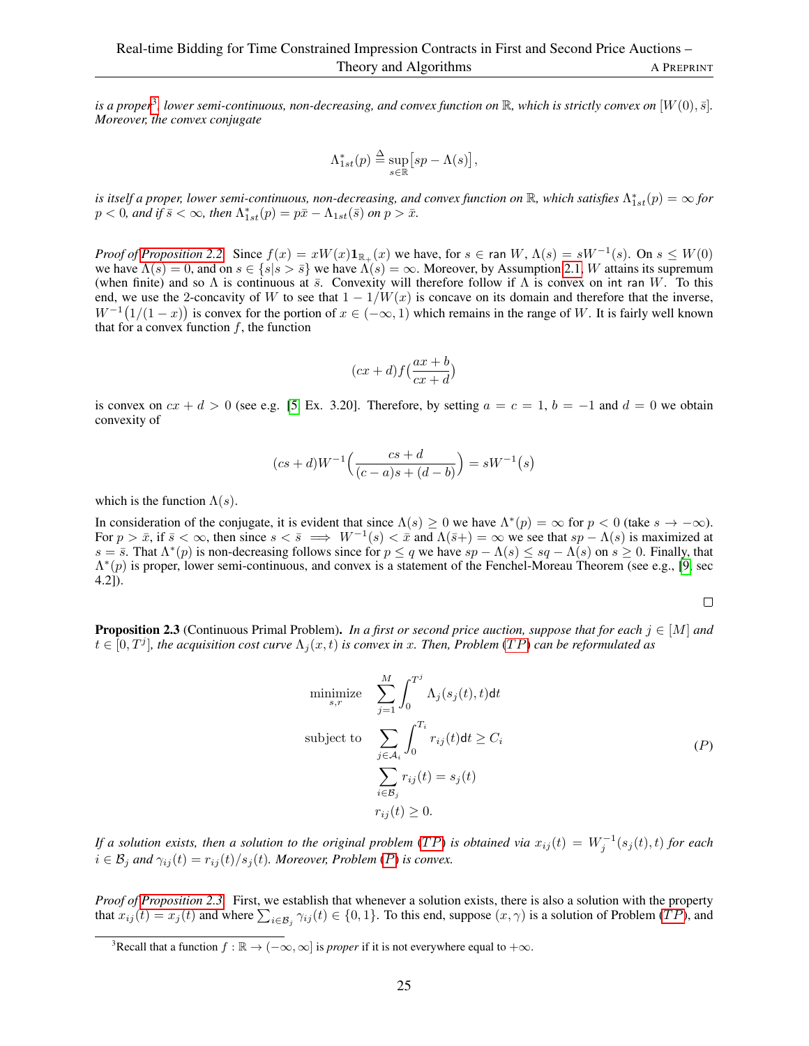*is a proper*[3]*, lower semi-continuous, non-decreasing, and convex function on $\mathbb{R}$, which is strictly convex on $[W(0), \bar{s}]$. Moreover, the convex conjugate*

$$\Lambda^*_{1st}(p) \triangleq \sup_{s \in \mathbb{R}} \big[sp - \Lambda(s)\big],$$

*is itself a proper, lower semi-continuous, non-decreasing, and convex function on $\mathbb{R}$, which satisfies $\Lambda^*_{1st}(p) = \infty$ for $p < 0$, and if $\bar{s} < \infty$, then $\Lambda^*_{1st}(p) = p\bar{x} - \Lambda_{1st}(\bar{s})$ on $p > \bar{x}$.*

*Proof of Proposition 2.2.* Since $f(x) = xW(x)\mathbf{1}_{\mathbb{R}_+}(x)$ we have, for $s \in \operatorname{ran} W$, $\Lambda(s) = sW^{-1}(s)$. On $s \le W(0)$ we have $\Lambda(s) = 0$, and on $s \in \{s | s > \bar{s}\}$ we have $\Lambda(s) = \infty$. Moreover, by Assumption 2.1, $W$ attains its supremum (when finite) and so $\Lambda$ is continuous at $\bar{s}$. Convexity will therefore follow if $\Lambda$ is convex on $\operatorname{int} \operatorname{ran} W$. To this end, we use the 2-concavity of $W$ to see that $1 - 1/W(x)$ is concave on its domain and therefore that the inverse, $W^{-1}\big(1/(1-x)\big)$ is convex for the portion of $x \in (-\infty, 1)$ which remains in the range of $W$. It is fairly well known that for a convex function $f$, the function

$$(cx + d)f\big(\frac{ax + b}{cx + d}\big)$$

is convex on $cx + d > 0$ (see e.g. [5, Ex. 3.20]. Therefore, by setting $a = c = 1$, $b = -1$ and $d = 0$ we obtain convexity of

$$(cs + d)W^{-1}\Big(\frac{cs + d}{(c - a)s + (d - b)}\Big) = sW^{-1}\big(s\big)$$

which is the function $\Lambda(s)$.

In consideration of the conjugate, it is evident that since $\Lambda(s) \ge 0$ we have $\Lambda^*(p) = \infty$ for $p < 0$ (take $s \to -\infty$). For $p > \bar{x}$, if $\bar{s} < \infty$, then since $s < \bar{s} \implies W^{-1}(s) < \bar{x}$ and $\Lambda(\bar{s}+) = \infty$ we see that $sp - \Lambda(s)$ is maximized at $s = \bar{s}$. That $\Lambda^*(p)$ is non-decreasing follows since for $p \le q$ we have $sp - \Lambda(s) \le sq - \Lambda(s)$ on $s \ge 0$. Finally, that $\Lambda^*(p)$ is proper, lower semi-continuous, and convex is a statement of the Fenchel-Moreau Theorem (see e.g., [9, sec 4.2]).

□

**Proposition 2.3** (Continuous Primal Problem). *In a first or second price auction, suppose that for each $j \in [M]$ and $t \in [0, T^j]$, the acquisition cost curve $\Lambda_j(x, t)$ is convex in $x$. Then, Problem (TP) can be reformulated as*

$$\begin{aligned}
\underset{s,r}{\text{minimize}} \quad & \sum_{j=1}^{M} \int_0^{T^j} \Lambda_j(s_j(t), t)\mathsf{d}t \\
\text{subject to} \quad & \sum_{j \in \mathcal{A}_i} \int_0^{T_i} r_{ij}(t)\mathsf{d}t \ge C_i \\
& \sum_{i \in \mathcal{B}_j} r_{ij}(t) = s_j(t) \\
& r_{ij}(t) \ge 0.
\end{aligned} \tag{P}$$

*If a solution exists, then a solution to the original problem (TP) is obtained via $x_{ij}(t) = W_j^{-1}(s_j(t), t)$ for each $i \in \mathcal{B}_j$ and $\gamma_{ij}(t) = r_{ij}(t)/s_j(t)$. Moreover, Problem (P) is convex.*

*Proof of Proposition 2.3.* First, we establish that whenever a solution exists, there is also a solution with the property that $x_{ij}(t) = x_j(t)$ and where $\sum_{i \in \mathcal{B}_j} \gamma_{ij}(t) \in \{0, 1\}$. To this end, suppose $(x, \gamma)$ is a solution of Problem (TP), and

[3] Recall that a function $f : \mathbb{R} \to (-\infty, \infty]$ is *proper* if it is not everywhere equal to $+\infty$.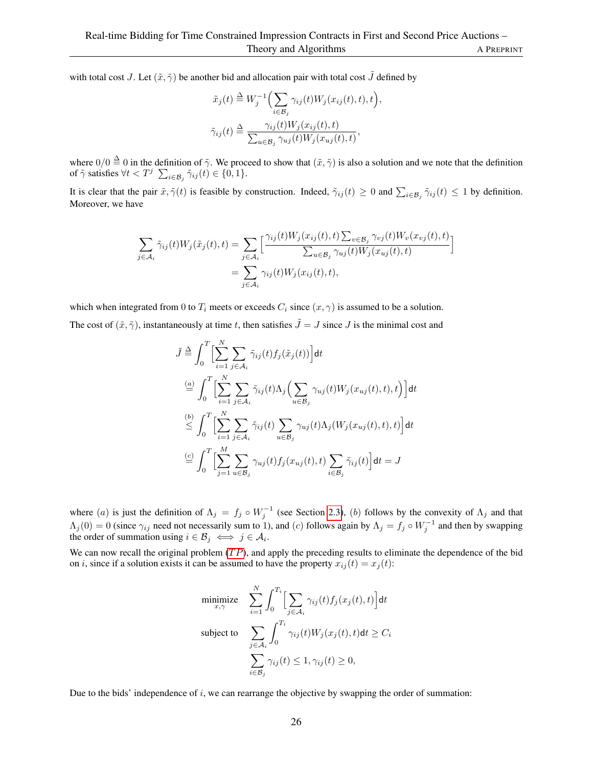with total cost $J$. Let $(\tilde{x}, \tilde{\gamma})$ be another bid and allocation pair with total cost $\tilde{J}$ defined by

$$
\tilde{x}_j(t) \triangleq W_j^{-1}\Big(\sum_{i\in\mathcal{B}_j} \gamma_{ij}(t) W_j(x_{ij}(t), t), t\Big),
$$

$$
\tilde{\gamma}_{ij}(t) \triangleq \frac{\gamma_{ij}(t) W_j(x_{ij}(t), t)}{\sum_{u\in\mathcal{B}_j} \gamma_{uj}(t) W_j(x_{uj}(t), t)},
$$

where $0/0 \triangleq 0$ in the definition of $\tilde{\gamma}$. We proceed to show that $(\tilde{x}, \tilde{\gamma})$ is also a solution and we note that the definition of $\tilde{\gamma}$ satisfies $\forall t < T^j \ \sum_{i\in\mathcal{B}_j} \tilde{\gamma}_{ij}(t) \in \{0, 1\}$.

It is clear that the pair $\tilde{x}, \tilde{\gamma}(t)$ is feasible by construction. Indeed, $\tilde{\gamma}_{ij}(t) \geq 0$ and $\sum_{i\in\mathcal{B}_j} \tilde{\gamma}_{ij}(t) \leq 1$ by definition. Moreover, we have

$$
\begin{aligned}
\sum_{j\in\mathcal{A}_i} \tilde{\gamma}_{ij}(t) W_j(\tilde{x}_j(t), t) &= \sum_{j\in\mathcal{A}_i} \Big[\frac{\gamma_{ij}(t) W_j(x_{ij}(t), t) \sum_{v\in\mathcal{B}_j} \gamma_{vj}(t) W_v(x_{vj}(t), t)}{\sum_{u\in\mathcal{B}_j} \gamma_{uj}(t) W_j(x_{uj}(t), t)}\Big] \\
&= \sum_{j\in\mathcal{A}_i} \gamma_{ij}(t) W_j(x_{ij}(t), t),
\end{aligned}
$$

which when integrated from 0 to $T_i$ meets or exceeds $C_i$ since $(x, \gamma)$ is assumed to be a solution.

The cost of $(\tilde{x}, \tilde{\gamma})$, instantaneously at time $t$, then satisfies $\tilde{J} = J$ since $J$ is the minimal cost and

$$
\begin{aligned}
\tilde{J} &\triangleq \int_0^T \Big[\sum_{i=1}^N \sum_{j\in\mathcal{A}_i} \tilde{\gamma}_{ij}(t) f_j(\tilde{x}_j(t))\Big] \mathrm{d}t \\
&\overset{(a)}{=} \int_0^T \Big[\sum_{i=1}^N \sum_{j\in\mathcal{A}_i} \tilde{\gamma}_{ij}(t) \Lambda_j\Big(\sum_{u\in\mathcal{B}_j} \gamma_{uj}(t) W_j(x_{uj}(t), t), t\Big)\Big] \mathrm{d}t \\
&\overset{(b)}{\leq} \int_0^T \Big[\sum_{i=1}^N \sum_{j\in\mathcal{A}_i} \tilde{\gamma}_{ij}(t) \sum_{u\in\mathcal{B}_j} \gamma_{uj}(t) \Lambda_j(W_j(x_{uj}(t), t), t)\Big] \mathrm{d}t \\
&\overset{(c)}{=} \int_0^T \Big[\sum_{j=1}^M \sum_{u\in\mathcal{B}_j} \gamma_{uj}(t) f_j(x_{uj}(t), t) \sum_{i\in\mathcal{B}_j} \tilde{\gamma}_{ij}(t)\Big] \mathrm{d}t = J
\end{aligned}
$$

where $(a)$ is just the definition of $\Lambda_j = f_j \circ W_j^{-1}$ (see Section 2.3), $(b)$ follows by the convexity of $\Lambda_j$ and that $\Lambda_j(0) = 0$ (since $\gamma_{ij}$ need not necessarily sum to 1), and $(c)$ follows again by $\Lambda_j = f_j \circ W_j^{-1}$ and then by swapping the order of summation using $i \in \mathcal{B}_j \iff j \in \mathcal{A}_i$.

We can now recall the original problem ($TP$), and apply the preceding results to eliminate the dependence of the bid on $i$, since if a solution exists it can be assumed to have the property $x_{ij}(t) = x_j(t)$:

$$
\begin{aligned}
\underset{x,\gamma}{\text{minimize}} \quad & \sum_{i=1}^N \int_0^{T_i} \Big[\sum_{j\in\mathcal{A}_i} \gamma_{ij}(t) f_j(x_j(t), t)\Big] \mathrm{d}t \\
\text{subject to} \quad & \sum_{j\in\mathcal{A}_i} \int_0^{T_i} \gamma_{ij}(t) W_j(x_j(t), t) \mathrm{d}t \geq C_i \\
& \sum_{i\in\mathcal{B}_j} \gamma_{ij}(t) \leq 1, \gamma_{ij}(t) \geq 0,
\end{aligned}
$$

Due to the bids' independence of $i$, we can rearrange the objective by swapping the order of summation: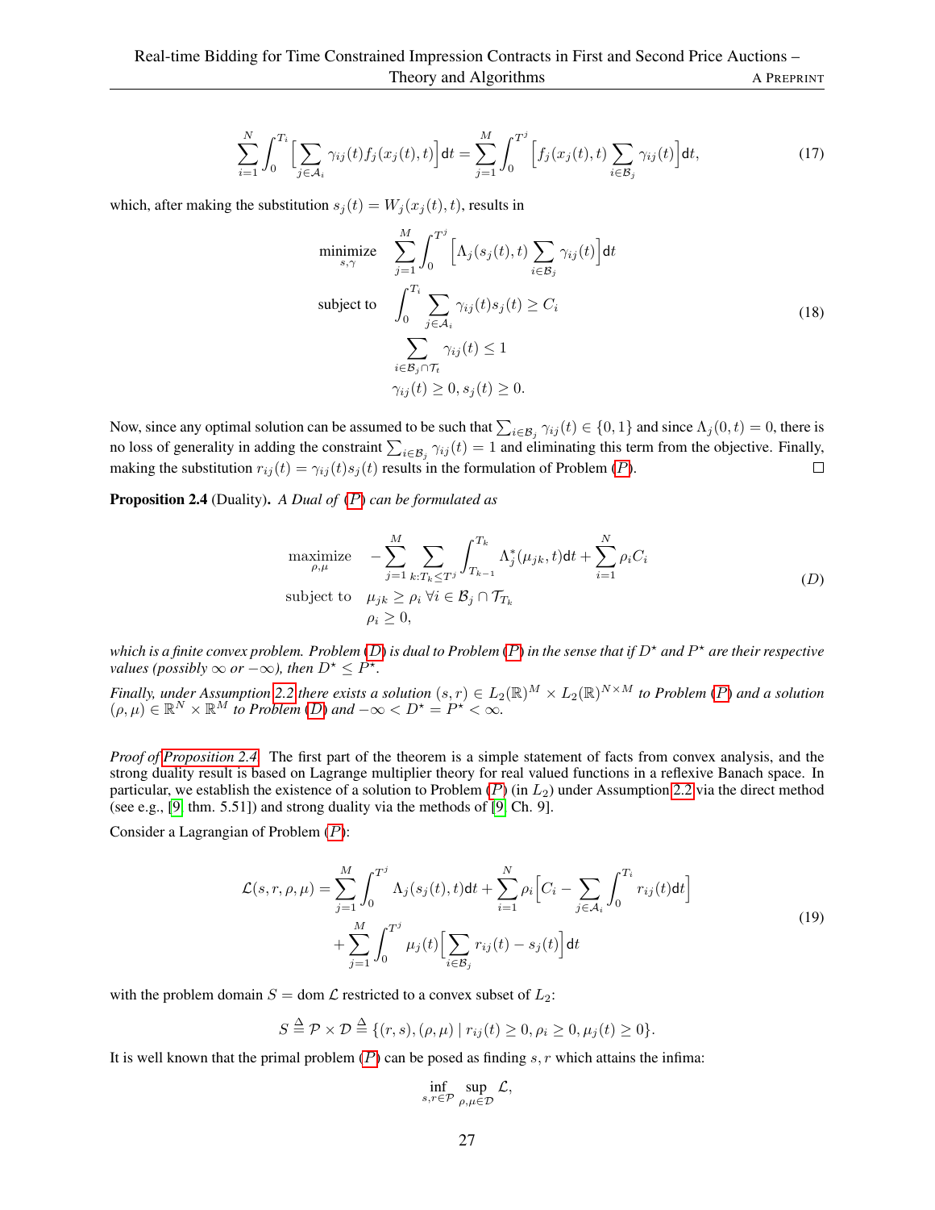$$\sum_{i=1}^{N}\int_0^{T_i}\Big[\sum_{j\in\mathcal{A}_i}\gamma_{ij}(t)f_j(x_j(t),t)\Big]\mathsf{d}t=\sum_{j=1}^{M}\int_0^{T^j}\Big[f_j(x_j(t),t)\sum_{i\in\mathcal{B}_j}\gamma_{ij}(t)\Big]\mathsf{d}t, \tag{17}$$

which, after making the substitution $s_j(t) = W_j(x_j(t), t)$, results in

$$\begin{aligned}
\underset{s,\gamma}{\text{minimize}} \quad & \sum_{j=1}^{M}\int_0^{T^j}\Big[\Lambda_j(s_j(t),t)\sum_{i\in\mathcal{B}_j}\gamma_{ij}(t)\Big]\mathsf{d}t \\
\text{subject to} \quad & \int_0^{T_i}\sum_{j\in\mathcal{A}_i}\gamma_{ij}(t)s_j(t)\geq C_i \\
& \sum_{i\in\mathcal{B}_j\cap\mathcal{T}_t}\gamma_{ij}(t)\leq 1 \\
& \gamma_{ij}(t)\geq 0, s_j(t)\geq 0.
\end{aligned} \tag{18}$$

Now, since any optimal solution can be assumed to be such that $\sum_{i\in\mathcal{B}_j}\gamma_{ij}(t)\in\{0,1\}$ and since $\Lambda_j(0,t)=0$, there is no loss of generality in adding the constraint $\sum_{i\in\mathcal{B}_j}\gamma_{ij}(t)=1$ and eliminating this term from the objective. Finally, making the substitution $r_{ij}(t)=\gamma_{ij}(t)s_j(t)$ results in the formulation of Problem ($P$). □

**Proposition 2.4** (Duality). *A Dual of ($P$) can be formulated as*

$$\begin{aligned}
\underset{\rho,\mu}{\text{maximize}} \quad & -\sum_{j=1}^{M}\sum_{k:T_k\leq T^j}\int_{T_{k-1}}^{T_k}\Lambda_j^*(\mu_{jk},t)\mathsf{d}t+\sum_{i=1}^{N}\rho_iC_i \\
\text{subject to} \quad & \mu_{jk}\geq\rho_i\ \forall i\in\mathcal{B}_j\cap\mathcal{T}_{T_k} \\
& \rho_i\geq 0,
\end{aligned} \tag{$D$}$$

*which is a finite convex problem. Problem ($D$) is dual to Problem ($P$) in the sense that if $D^\star$ and $P^\star$ are their respective values (possibly $\infty$ or $-\infty$), then $D^\star\leq P^\star$.*

*Finally, under Assumption 2.2 there exists a solution $(s,r)\in L_2(\mathbb{R})^M\times L_2(\mathbb{R})^{N\times M}$ to Problem ($P$) and a solution $(\rho,\mu)\in\mathbb{R}^N\times\mathbb{R}^M$ to Problem ($D$) and $-\infty<D^\star=P^\star<\infty$.*

*Proof of Proposition 2.4.* The first part of the theorem is a simple statement of facts from convex analysis, and the strong duality result is based on Lagrange multiplier theory for real valued functions in a reflexive Banach space. In particular, we establish the existence of a solution to Problem ($P$) (in $L_2$) under Assumption 2.2 via the direct method (see e.g., [9, thm. 5.51]) and strong duality via the methods of [9, Ch. 9].

Consider a Lagrangian of Problem ($P$):

$$\begin{aligned}
\mathcal{L}(s,r,\rho,\mu)=&\sum_{j=1}^{M}\int_0^{T^j}\Lambda_j(s_j(t),t)\mathsf{d}t+\sum_{i=1}^{N}\rho_i\Big[C_i-\sum_{j\in\mathcal{A}_i}\int_0^{T_i}r_{ij}(t)\mathsf{d}t\Big] \\
&+\sum_{j=1}^{M}\int_0^{T^j}\mu_j(t)\Big[\sum_{i\in\mathcal{B}_j}r_{ij}(t)-s_j(t)\Big]\mathsf{d}t
\end{aligned} \tag{19}$$

with the problem domain $S=\operatorname{dom}\mathcal{L}$ restricted to a convex subset of $L_2$:

$$S\triangleq\mathcal{P}\times\mathcal{D}\triangleq\{(r,s),(\rho,\mu)\mid r_{ij}(t)\geq 0,\rho_i\geq 0,\mu_j(t)\geq 0\}.$$

It is well known that the primal problem ($P$) can be posed as finding $s,r$ which attains the infima:

$$\inf_{s,r\in\mathcal{P}}\sup_{\rho,\mu\in\mathcal{D}}\mathcal{L},$$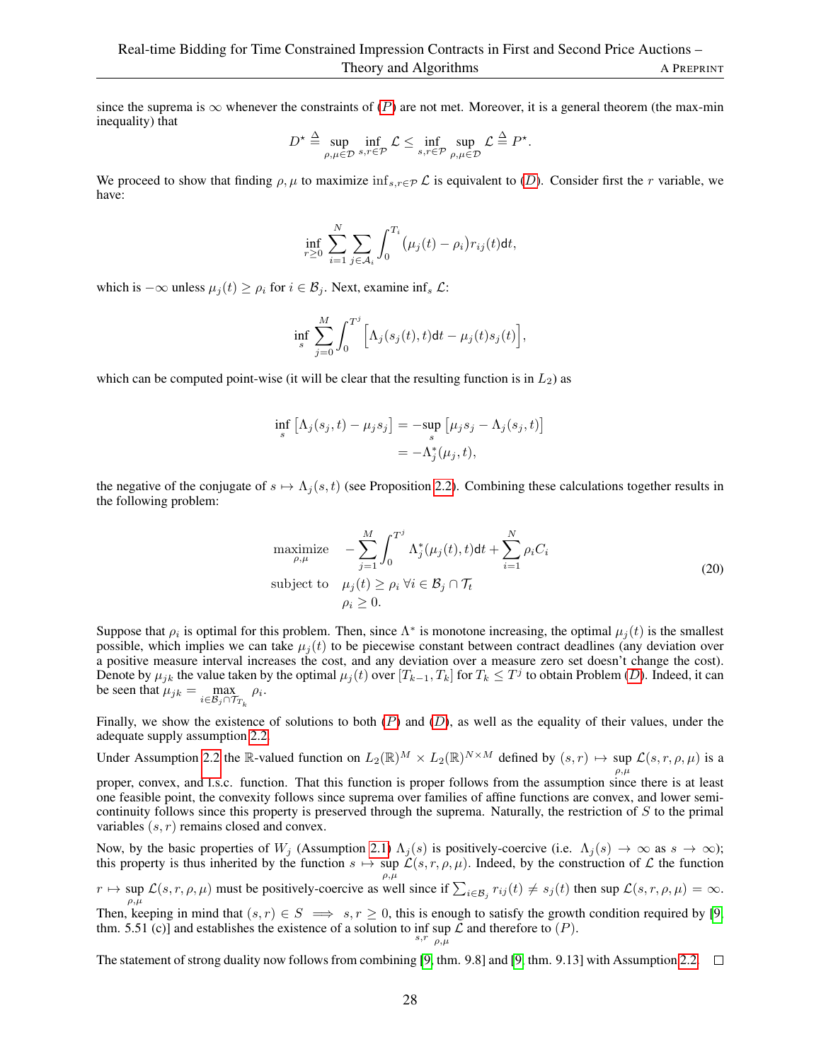since the suprema is $\infty$ whenever the constraints of ($P$) are not met. Moreover, it is a general theorem (the max-min inequality) that

$$D^\star \triangleq \sup_{\rho,\mu\in\mathcal{D}} \inf_{s,r\in\mathcal{P}} \mathcal{L} \leq \inf_{s,r\in\mathcal{P}} \sup_{\rho,\mu\in\mathcal{D}} \mathcal{L} \triangleq P^\star.$$

We proceed to show that finding $\rho, \mu$ to maximize $\inf_{s,r\in\mathcal{P}} \mathcal{L}$ is equivalent to ($D$). Consider first the $r$ variable, we have:

$$\inf_{r\geq 0} \sum_{i=1}^{N} \sum_{j\in\mathcal{A}_i} \int_0^{T_i} (\mu_j(t) - \rho_i) r_{ij}(t) \mathsf{d}t,$$

which is $-\infty$ unless $\mu_j(t) \geq \rho_i$ for $i \in \mathcal{B}_j$. Next, examine $\inf_s \mathcal{L}$:

$$\inf_s \sum_{j=0}^{M} \int_0^{T^j} \Big[\Lambda_j(s_j(t), t)\mathsf{d}t - \mu_j(t)s_j(t)\Big],$$

which can be computed point-wise (it will be clear that the resulting function is in $L_2$) as

$$\begin{aligned}\inf_s \big[\Lambda_j(s_j, t) - \mu_j s_j\big] &= -\sup_s \big[\mu_j s_j - \Lambda_j(s_j, t)\big] \\ &= -\Lambda_j^*(\mu_j, t),\end{aligned}$$

the negative of the conjugate of $s \mapsto \Lambda_j(s, t)$ (see Proposition 2.2). Combining these calculations together results in the following problem:

$$\begin{aligned} \underset{\rho,\mu}{\text{maximize}} \quad & -\sum_{j=1}^{M} \int_0^{T^j} \Lambda_j^*(\mu_j(t), t)\mathsf{d}t + \sum_{i=1}^{N} \rho_i C_i \\ \text{subject to} \quad & \mu_j(t) \geq \rho_i \ \forall i \in \mathcal{B}_j \cap \mathcal{T}_t \\ & \rho_i \geq 0. \end{aligned} \tag{20}$$

Suppose that $\rho_i$ is optimal for this problem. Then, since $\Lambda^*$ is monotone increasing, the optimal $\mu_j(t)$ is the smallest possible, which implies we can take $\mu_j(t)$ to be piecewise constant between contract deadlines (any deviation over a positive measure interval increases the cost, and any deviation over a measure zero set doesn't change the cost). Denote by $\mu_{jk}$ the value taken by the optimal $\mu_j(t)$ over $[T_{k-1}, T_k]$ for $T_k \leq T^j$ to obtain Problem ($D$). Indeed, it can be seen that $\mu_{jk} = \max_{i\in\mathcal{B}_j\cap\mathcal{T}_{T_k}} \rho_i$.

Finally, we show the existence of solutions to both ($P$) and ($D$), as well as the equality of their values, under the adequate supply assumption 2.2.

Under Assumption 2.2 the $\mathbb{R}$-valued function on $L_2(\mathbb{R})^M \times L_2(\mathbb{R})^{N\times M}$ defined by $(s, r) \mapsto \sup_{\rho,\mu} \mathcal{L}(s, r, \rho, \mu)$ is a proper, convex, and l.s.c. function. That this function is proper follows from the assumption since there is at least one feasible point, the convexity follows since suprema over families of affine functions are convex, and lower semi-continuity follows since this property is preserved through the suprema. Naturally, the restriction of $S$ to the primal variables $(s, r)$ remains closed and convex.

Now, by the basic properties of $W_j$ (Assumption 2.1) $\Lambda_j(s)$ is positively-coercive (i.e. $\Lambda_j(s) \to \infty$ as $s \to \infty$); this property is thus inherited by the function $s \mapsto \sup_{\rho,\mu} \mathcal{L}(s, r, \rho, \mu)$. Indeed, by the construction of $\mathcal{L}$ the function $r \mapsto \sup_{\rho,\mu} \mathcal{L}(s, r, \rho, \mu)$ must be positively-coercive as well since if $\sum_{i\in\mathcal{B}_j} r_{ij}(t) \neq s_j(t)$ then $\sup \mathcal{L}(s, r, \rho, \mu) = \infty$. Then, keeping in mind that $(s, r) \in S \implies s, r \geq 0$, this is enough to satisfy the growth condition required by [9, thm. 5.51 (c)] and establishes the existence of a solution to $\inf_{s,r} \sup_{\rho,\mu} \mathcal{L}$ and therefore to $(P)$.

The statement of strong duality now follows from combining [9, thm. 9.8] and [9, thm. 9.13] with Assumption 2.2. $\square$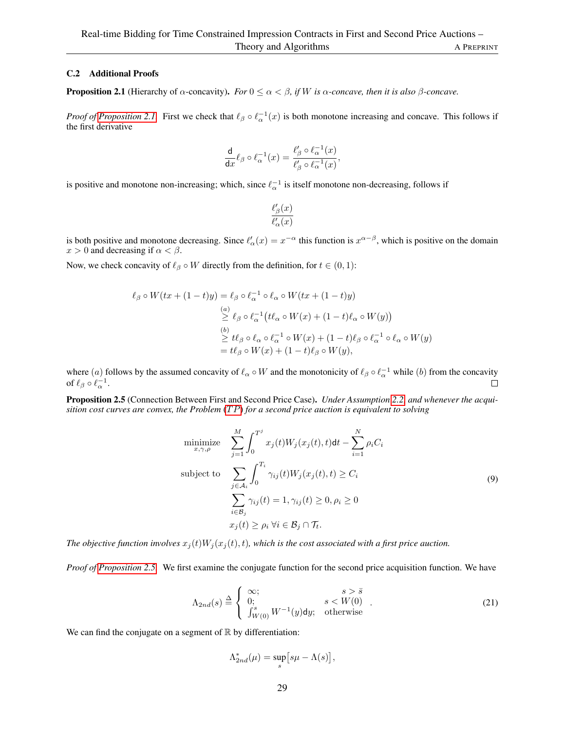### C.2 Additional Proofs

**Proposition 2.1** (Hierarchy of $\alpha$-concavity). *For $0 \leq \alpha < \beta$, if $W$ is $\alpha$-concave, then it is also $\beta$-concave.*

*Proof of Proposition 2.1.* First we check that $\ell_\beta \circ \ell_\alpha^{-1}(x)$ is both monotone increasing and concave. This follows if the first derivative

$$\frac{\mathsf{d}}{\mathsf{d}x}\ell_\beta \circ \ell_\alpha^{-1}(x) = \frac{\ell'_\beta \circ \ell_\alpha^{-1}(x)}{\ell'_\beta \circ \ell_\alpha^{-1}(x)},$$

is positive and monotone non-increasing; which, since $\ell_\alpha^{-1}$ is itself monotone non-decreasing, follows if

$$\frac{\ell'_\beta(x)}{\ell'_\alpha(x)}$$

is both positive and monotone decreasing. Since $\ell'_\alpha(x) = x^{-\alpha}$ this function is $x^{\alpha-\beta}$, which is positive on the domain $x > 0$ and decreasing if $\alpha < \beta$.

Now, we check concavity of $\ell_\beta \circ W$ directly from the definition, for $t \in (0, 1)$:

$$\begin{aligned}
\ell_\beta \circ W(tx + (1-t)y) &= \ell_\beta \circ \ell_\alpha^{-1} \circ \ell_\alpha \circ W(tx + (1-t)y) \\
&\overset{(a)}{\geq} \ell_\beta \circ \ell_\alpha^{-1}\big(t\ell_\alpha \circ W(x) + (1-t)\ell_\alpha \circ W(y)\big) \\
&\overset{(b)}{\geq} t\ell_\beta \circ \ell_\alpha \circ \ell_\alpha^{-1} \circ W(x) + (1-t)\ell_\beta \circ \ell_\alpha^{-1} \circ \ell_\alpha \circ W(y) \\
&= t\ell_\beta \circ W(x) + (1-t)\ell_\beta \circ W(y),
\end{aligned}$$

where $(a)$ follows by the assumed concavity of $\ell_\alpha \circ W$ and the monotonicity of $\ell_\beta \circ \ell_\alpha^{-1}$ while $(b)$ from the concavity of $\ell_\beta \circ \ell_\alpha^{-1}$. $\square$

**Proposition 2.5** (Connection Between First and Second Price Case). *Under Assumption 2.2, and whenever the acquisition cost curves are convex, the Problem ($TP$) for a second price auction is equivalent to solving*

$$\begin{aligned}
\underset{x,\gamma,\rho}{\text{minimize}} \quad & \sum_{j=1}^{M} \int_0^{T^j} x_j(t) W_j(x_j(t), t)\mathsf{d}t - \sum_{i=1}^{N} \rho_i C_i \\
\text{subject to} \quad & \sum_{j \in \mathcal{A}_i} \int_0^{T_i} \gamma_{ij}(t) W_j(x_j(t), t) \geq C_i \\
& \sum_{i \in \mathcal{B}_j} \gamma_{ij}(t) = 1, \gamma_{ij}(t) \geq 0, \rho_i \geq 0 \\
& x_j(t) \geq \rho_i \; \forall i \in \mathcal{B}_j \cap \mathcal{T}_t.
\end{aligned} \tag{9}$$

*The objective function involves $x_j(t)W_j(x_j(t), t)$, which is the cost associated with a first price auction.*

*Proof of Proposition 2.5.* We first examine the conjugate function for the second price acquisition function. We have

$$\Lambda_{2nd}(s) \triangleq \begin{cases} \infty; & s > \bar{s} \\ 0; & s < W(0) \\ \int_{W(0)}^{s} W^{-1}(y)\mathsf{d}y; & \text{otherwise} \end{cases}. \tag{21}$$

We can find the conjugate on a segment of $\mathbb{R}$ by differentiation:

$$\Lambda^*_{2nd}(\mu) = \sup_s \big[s\mu - \Lambda(s)\big],$$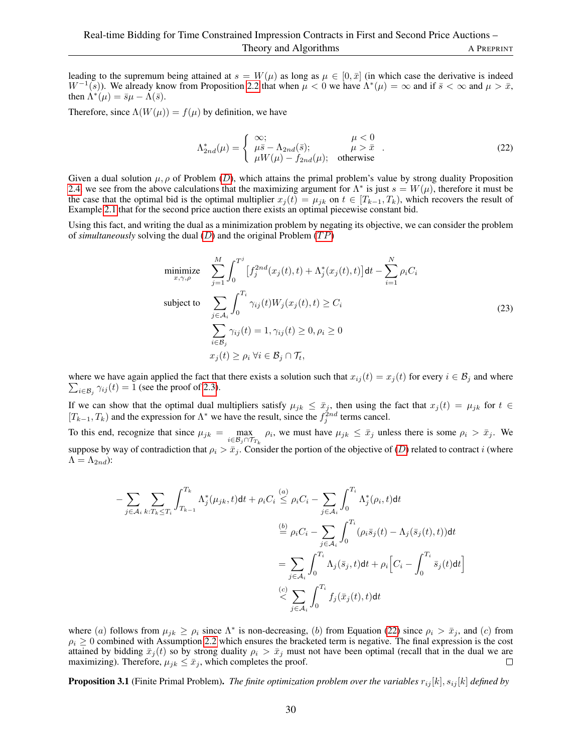leading to the supremum being attained at $s = W(\mu)$ as long as $\mu \in [0, \bar{x}]$ (in which case the derivative is indeed $W^{-1}(s)$). We already know from Proposition 2.2 that when $\mu < 0$ we have $\Lambda^*(\mu) = \infty$ and if $\bar{s} < \infty$ and $\mu > \bar{x}$, then $\Lambda^*(\mu) = \bar{s}\mu - \Lambda(\bar{s})$.

Therefore, since $\Lambda(W(\mu)) = f(\mu)$ by definition, we have

$$\Lambda^*_{2nd}(\mu) = \begin{cases} \infty; & \mu < 0 \\ \mu\bar{s} - \Lambda_{2nd}(\bar{s}); & \mu > \bar{x} \\ \mu W(\mu) - f_{2nd}(\mu); & \text{otherwise} \end{cases} . \tag{22}$$

Given a dual solution $\mu, \rho$ of Problem ($D$), which attains the primal problem's value by strong duality Proposition 2.4, we see from the above calculations that the maximizing argument for $\Lambda^*$ is just $s = W(\mu)$, therefore it must be the case that the optimal bid is the optimal multiplier $x_j(t) = \mu_{jk}$ on $t \in [T_{k-1}, T_k)$, which recovers the result of Example 2.1 that for the second price auction there exists an optimal piecewise constant bid.

Using this fact, and writing the dual as a minimization problem by negating its objective, we can consider the problem of *simultaneously* solving the dual ($D$) and the original Problem ($TP$)

$$\begin{aligned} \underset{x,\gamma,\rho}{\text{minimize}} \quad & \sum_{j=1}^{M} \int_0^{T^j} \left[f_j^{2nd}(x_j(t), t) + \Lambda_j^*(x_j(t), t)\right] \mathsf{d}t - \sum_{i=1}^{N} \rho_i C_i \\ \text{subject to} \quad & \sum_{j \in \mathcal{A}_i} \int_0^{T_i} \gamma_{ij}(t) W_j(x_j(t), t) \geq C_i \\ & \sum_{i \in \mathcal{B}_j} \gamma_{ij}(t) = 1, \gamma_{ij}(t) \geq 0, \rho_i \geq 0 \\ & x_j(t) \geq \rho_i \ \forall i \in \mathcal{B}_j \cap \mathcal{T}_t, \end{aligned} \tag{23}$$

where we have again applied the fact that there exists a solution such that $x_{ij}(t) = x_j(t)$ for every $i \in \mathcal{B}_j$ and where $\sum_{i \in \mathcal{B}_j} \gamma_{ij}(t) = 1$ (see the proof of 2.3).

If we can show that the optimal dual multipliers satisfy $\mu_{jk} \leq \bar{x}_j$, then using the fact that $x_j(t) = \mu_{jk}$ for $t \in [T_{k-1}, T_k)$ and the expression for $\Lambda^*$ we have the result, since the $f_j^{2nd}$ terms cancel.

To this end, recognize that since $\mu_{jk} = \max_{i \in \mathcal{B}_j \cap \mathcal{T}_{T_k}} \rho_i$, we must have $\mu_{jk} \leq \bar{x}_j$ unless there is some $\rho_i > \bar{x}_j$. We suppose by way of contradiction that $\rho_i > \bar{x}_j$. Consider the portion of the objective of ($D$) related to contract $i$ (where $\Lambda = \Lambda_{2nd}$):

$$\begin{aligned} -\sum_{j \in \mathcal{A}_i} \sum_{k: T_k \leq T_i} \int_{T_{k-1}}^{T_k} \Lambda_j^*(\mu_{jk}, t) \mathsf{d}t + \rho_i C_i &\overset{(a)}{\leq} \rho_i C_i - \sum_{j \in \mathcal{A}_i} \int_0^{T_i} \Lambda_j^*(\rho_i, t) \mathsf{d}t \\ &\overset{(b)}{=} \rho_i C_i - \sum_{j \in \mathcal{A}_i} \int_0^{T_i} (\rho_i \bar{s}_j(t) - \Lambda_j(\bar{s}_j(t), t)) \mathsf{d}t \\ &= \sum_{j \in \mathcal{A}_i} \int_0^{T_i} \Lambda_j(\bar{s}_j, t) \mathsf{d}t + \rho_i \Big[C_i - \int_0^{T_i} \bar{s}_j(t) \mathsf{d}t\Big] \\ &\overset{(c)}{<} \sum_{j \in \mathcal{A}_i} \int_0^{T_i} f_j(\bar{x}_j(t), t) \mathsf{d}t \end{aligned}$$

where $(a)$ follows from $\mu_{jk} \geq \rho_i$ since $\Lambda^*$ is non-decreasing, $(b)$ from Equation (22) since $\rho_i > \bar{x}_j$, and $(c)$ from $\rho_i \geq 0$ combined with Assumption 2.2 which ensures the bracketed term is negative. The final expression is the cost attained by bidding $\bar{x}_j(t)$ so by strong duality $\rho_i > \bar{x}_j$ must not have been optimal (recall that in the dual we are maximizing). Therefore, $\mu_{jk} \leq \bar{x}_j$, which completes the proof. □

**Proposition 3.1** (Finite Primal Problem). *The finite optimization problem over the variables $r_{ij}[k], s_{ij}[k]$ defined by*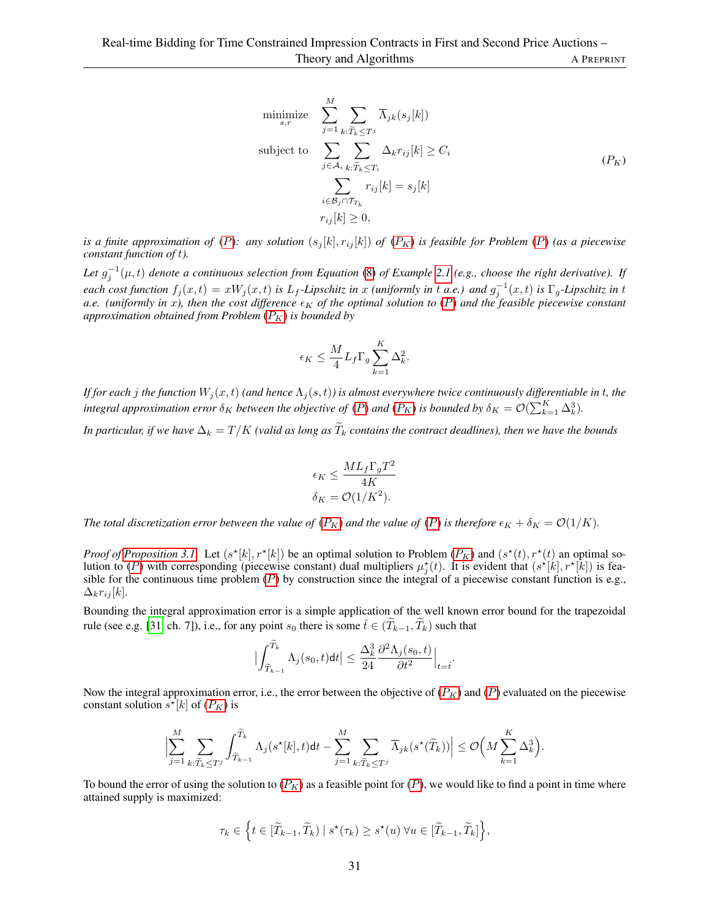$$
\begin{aligned}
\underset{s,r}{\text{minimize}} \quad & \sum_{j=1}^{M} \sum_{k:\widetilde{T}_k \le T^j} \overline{\Lambda}_{jk}(s_j[k]) \\
\text{subject to} \quad & \sum_{j \in \mathcal{A}_i} \sum_{k:\widetilde{T}_k \le T_i} \Delta_k r_{ij}[k] \ge C_i \\
& \sum_{i \in \mathcal{B}_j \cap \mathcal{T}_{T_k}} r_{ij}[k] = s_j[k] \\
& r_{ij}[k] \ge 0,
\end{aligned} \tag{$P_K$}
$$

*is a finite approximation of ($P$): any solution $(s_j[k], r_{ij}[k])$ of ($P_K$) is feasible for Problem ($P$) (as a piecewise constant function of $t$).*

*Let $g_j^{-1}(\mu, t)$ denote a continuous selection from Equation (8) of Example 2.1 (e.g., choose the right derivative). If each cost function $f_j(x,t) = xW_j(x,t)$ is $L_f$-Lipschitz in $x$ (uniformly in $t$ a.e.) and $g_j^{-1}(x,t)$ is $\Gamma_g$-Lipschitz in $t$ a.e. (uniformly in $x$), then the cost difference $\epsilon_K$ of the optimal solution to ($P$) and the feasible piecewise constant approximation obtained from Problem ($P_K$) is bounded by*

$$
\epsilon_K \le \frac{M}{4} L_f \Gamma_g \sum_{k=1}^{K} \Delta_k^2.
$$

*If for each $j$ the function $W_j(x,t)$ (and hence $\Lambda_j(s,t)$) is almost everywhere twice continuously differentiable in $t$, the integral approximation error $\delta_K$ between the objective of ($P$) and ($P_K$) is bounded by $\delta_K = \mathcal{O}(\sum_{k=1}^{K} \Delta_k^3)$.*

*In particular, if we have $\Delta_k = T/K$ (valid as long as $\widetilde{T}_k$ contains the contract deadlines), then we have the bounds*

$$
\begin{aligned}
\epsilon_K &\le \frac{M L_f \Gamma_g T^2}{4K} \\
\delta_K &= \mathcal{O}(1/K^2).
\end{aligned}
$$

*The total discretization error between the value of ($P_K$) and the value of ($P$) is therefore $\epsilon_K + \delta_K = \mathcal{O}(1/K)$.*

*Proof of Proposition 3.1.* Let $(s^\star[k], r^\star[k])$ be an optimal solution to Problem ($P_K$) and $(s^\star(t), r^\star(t))$ an optimal solution to ($P$) with corresponding (piecewise constant) dual multipliers $\mu_j^\star(t)$. It is evident that $(s^\star[k], r^\star[k])$ is feasible for the continuous time problem ($P$) by construction since the integral of a piecewise constant function is e.g., $\Delta_k r_{ij}[k]$.

Bounding the integral approximation error is a simple application of the well known error bound for the trapezoidal rule (see e.g. [31, ch. 7]), i.e., for any point $s_0$ there is some $\hat{t} \in (\widetilde{T}_{k-1}, \widetilde{T}_k)$ such that

$$
\Big| \int_{\widetilde{T}_{k-1}}^{\widetilde{T}_k} \Lambda_j(s_0, t) \mathrm{d}t \Big| \le \frac{\Delta_k^3}{24} \frac{\partial^2 \Lambda_j(s_0, t)}{\partial t^2} \Big|_{t=\hat{t}}.
$$

Now the integral approximation error, i.e., the error between the objective of ($P_K$) and ($P$) evaluated on the piecewise constant solution $s^\star[k]$ of ($P_K$) is

$$
\Big| \sum_{j=1}^{M} \sum_{k:\widetilde{T}_k \le T^j} \int_{\widetilde{T}_{k-1}}^{\widetilde{T}_k} \Lambda_j(s^\star[k], t) \mathrm{d}t - \sum_{j=1}^{M} \sum_{k:\widetilde{T}_k \le T^j} \overline{\Lambda}_{jk}(s^\star(\widetilde{T}_k)) \Big| \le \mathcal{O}\Big( M \sum_{k=1}^{K} \Delta_k^3 \Big).
$$

To bound the error of using the solution to ($P_K$) as a feasible point for ($P$), we would like to find a point in time where attained supply is maximized:

$$
\tau_k \in \Big\{ t \in [\widetilde{T}_{k-1}, \widetilde{T}_k) \mid s^\star(\tau_k) \ge s^\star(u) \ \forall u \in [\widetilde{T}_{k-1}, \widetilde{T}_k] \Big\},
$$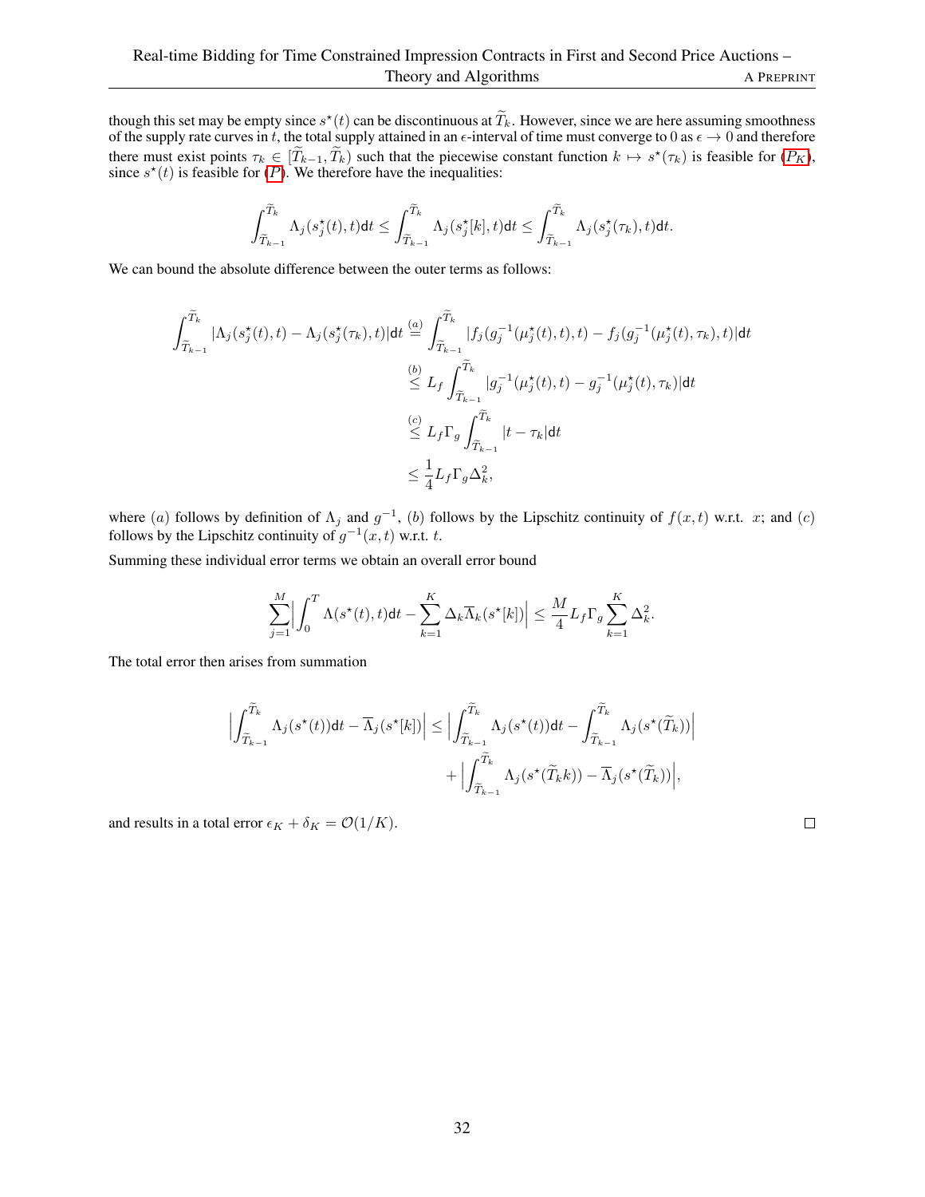though this set may be empty since $s^\star(t)$ can be discontinuous at $\widetilde{T}_k$. However, since we are here assuming smoothness of the supply rate curves in $t$, the total supply attained in an $\epsilon$-interval of time must converge to 0 as $\epsilon \to 0$ and therefore there must exist points $\tau_k \in [\widetilde{T}_{k-1}, \widetilde{T}_k)$ such that the piecewise constant function $k \mapsto s^\star(\tau_k)$ is feasible for ($P_K$), since $s^\star(t)$ is feasible for ($P$). We therefore have the inequalities:

$$\int_{\widetilde{T}_{k-1}}^{\widetilde{T}_k} \Lambda_j(s_j^\star(t), t)\mathsf{d}t \le \int_{\widetilde{T}_{k-1}}^{\widetilde{T}_k} \Lambda_j(s_j^\star[k], t)\mathsf{d}t \le \int_{\widetilde{T}_{k-1}}^{\widetilde{T}_k} \Lambda_j(s_j^\star(\tau_k), t)\mathsf{d}t.$$

We can bound the absolute difference between the outer terms as follows:

$$\begin{aligned}
\int_{\widetilde{T}_{k-1}}^{\widetilde{T}_k} |\Lambda_j(s_j^\star(t), t) - \Lambda_j(s_j^\star(\tau_k), t)|\mathsf{d}t &\overset{(a)}{=} \int_{\widetilde{T}_{k-1}}^{\widetilde{T}_k} |f_j(g_j^{-1}(\mu_j^\star(t), t), t) - f_j(g_j^{-1}(\mu_j^\star(t), \tau_k), t)|\mathsf{d}t \\
&\overset{(b)}{\le} L_f \int_{\widetilde{T}_{k-1}}^{\widetilde{T}_k} |g_j^{-1}(\mu_j^\star(t), t) - g_j^{-1}(\mu_j^\star(t), \tau_k)|\mathsf{d}t \\
&\overset{(c)}{\le} L_f \Gamma_g \int_{\widetilde{T}_{k-1}}^{\widetilde{T}_k} |t - \tau_k|\mathsf{d}t \\
&\le \frac{1}{4} L_f \Gamma_g \Delta_k^2,
\end{aligned}$$

where $(a)$ follows by definition of $\Lambda_j$ and $g^{-1}$, $(b)$ follows by the Lipschitz continuity of $f(x, t)$ w.r.t. $x$; and $(c)$ follows by the Lipschitz continuity of $g^{-1}(x, t)$ w.r.t. $t$.

Summing these individual error terms we obtain an overall error bound

$$\sum_{j=1}^{M} \Big| \int_0^T \Lambda(s^\star(t), t)\mathsf{d}t - \sum_{k=1}^{K} \Delta_k \overline{\Lambda}_k(s^\star[k]) \Big| \le \frac{M}{4} L_f \Gamma_g \sum_{k=1}^{K} \Delta_k^2.$$

The total error then arises from summation

$$\begin{aligned}
\Big| \int_{\widetilde{T}_{k-1}}^{\widetilde{T}_k} \Lambda_j(s^\star(t))\mathsf{d}t - \overline{\Lambda}_j(s^\star[k]) \Big| \le \Big| \int_{\widetilde{T}_{k-1}}^{\widetilde{T}_k} \Lambda_j(s^\star(t))\mathsf{d}t - \int_{\widetilde{T}_{k-1}}^{\widetilde{T}_k} \Lambda_j(s^\star(\widetilde{T}_k)) \Big| \\
+ \Big| \int_{\widetilde{T}_{k-1}}^{\widetilde{T}_k} \Lambda_j(s^\star(\widetilde{T}_k k)) - \overline{\Lambda}_j(s^\star(\widetilde{T}_k)) \Big|,
\end{aligned}$$

and results in a total error $\epsilon_K + \delta_K = \mathcal{O}(1/K)$. □